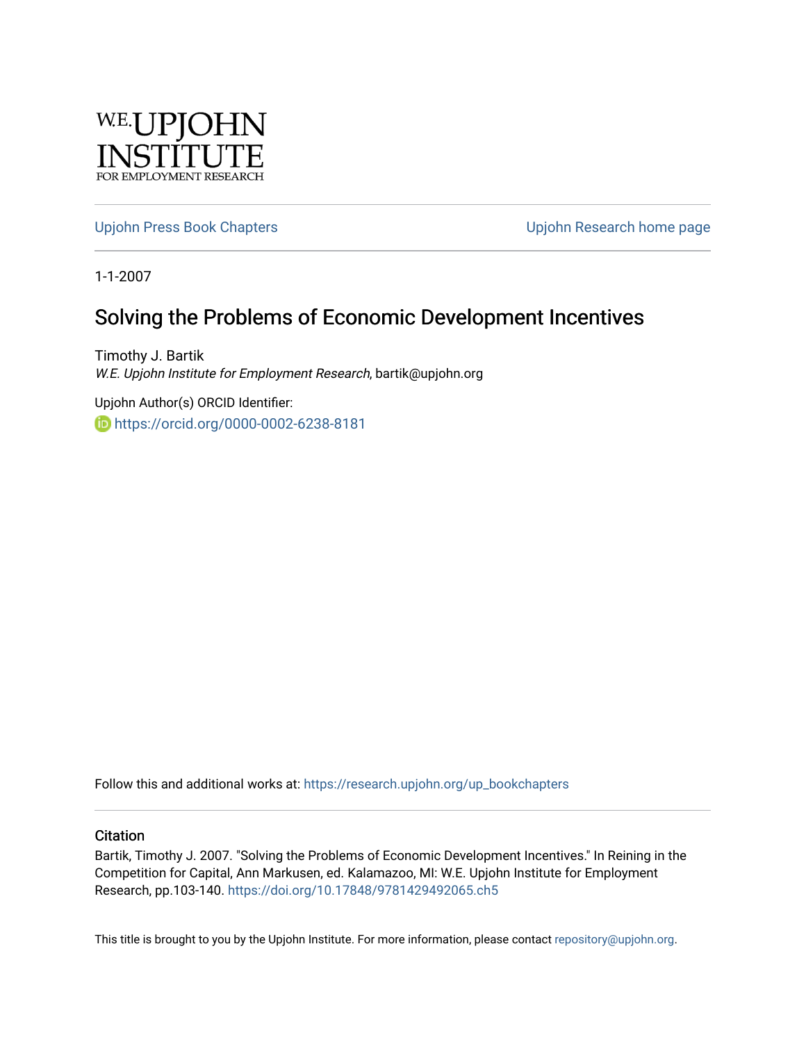W.E. UPJOHN INSTITUTE FOR EMPLOYMENT RESEARCH

Upjohn Press Book Chapters

Upjohn Research home page

1-1-2007

# Solving the Problems of Economic Development Incentives

Timothy J. Bartik
*W.E. Upjohn Institute for Employment Research*, bartik@upjohn.org

Upjohn Author(s) ORCID Identifier:
https://orcid.org/0000-0002-6238-8181

Follow this and additional works at: https://research.upjohn.org/up_bookchapters

## Citation

Bartik, Timothy J. 2007. "Solving the Problems of Economic Development Incentives." In Reining in the Competition for Capital, Ann Markusen, ed. Kalamazoo, MI: W.E. Upjohn Institute for Employment Research, pp.103-140. https://doi.org/10.17848/9781429492065.ch5

This title is brought to you by the Upjohn Institute. For more information, please contact repository@upjohn.org.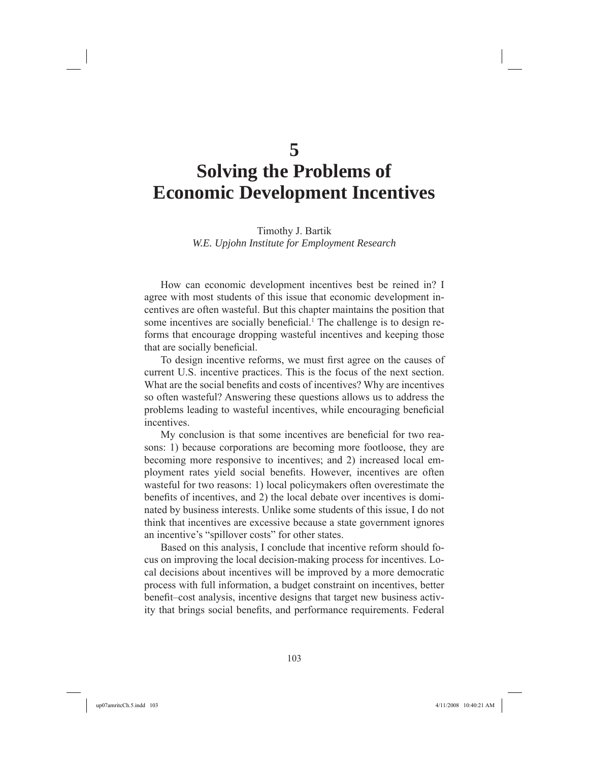# 5

# Solving the Problems of Economic Development Incentives

Timothy J. Bartik
*W.E. Upjohn Institute for Employment Research*

How can economic development incentives best be reined in? I agree with most students of this issue that economic development incentives are often wasteful. But this chapter maintains the position that some incentives are socially beneficial.[1] The challenge is to design reforms that encourage dropping wasteful incentives and keeping those that are socially beneficial.

To design incentive reforms, we must first agree on the causes of current U.S. incentive practices. This is the focus of the next section. What are the social benefits and costs of incentives? Why are incentives so often wasteful? Answering these questions allows us to address the problems leading to wasteful incentives, while encouraging beneficial incentives.

My conclusion is that some incentives are beneficial for two reasons: 1) because corporations are becoming more footloose, they are becoming more responsive to incentives; and 2) increased local employment rates yield social benefits. However, incentives are often wasteful for two reasons: 1) local policymakers often overestimate the benefits of incentives, and 2) the local debate over incentives is dominated by business interests. Unlike some students of this issue, I do not think that incentives are excessive because a state government ignores an incentive's "spillover costs" for other states.

Based on this analysis, I conclude that incentive reform should focus on improving the local decision-making process for incentives. Local decisions about incentives will be improved by a more democratic process with full information, a budget constraint on incentives, better benefit–cost analysis, incentive designs that target new business activity that brings social benefits, and performance requirements. Federal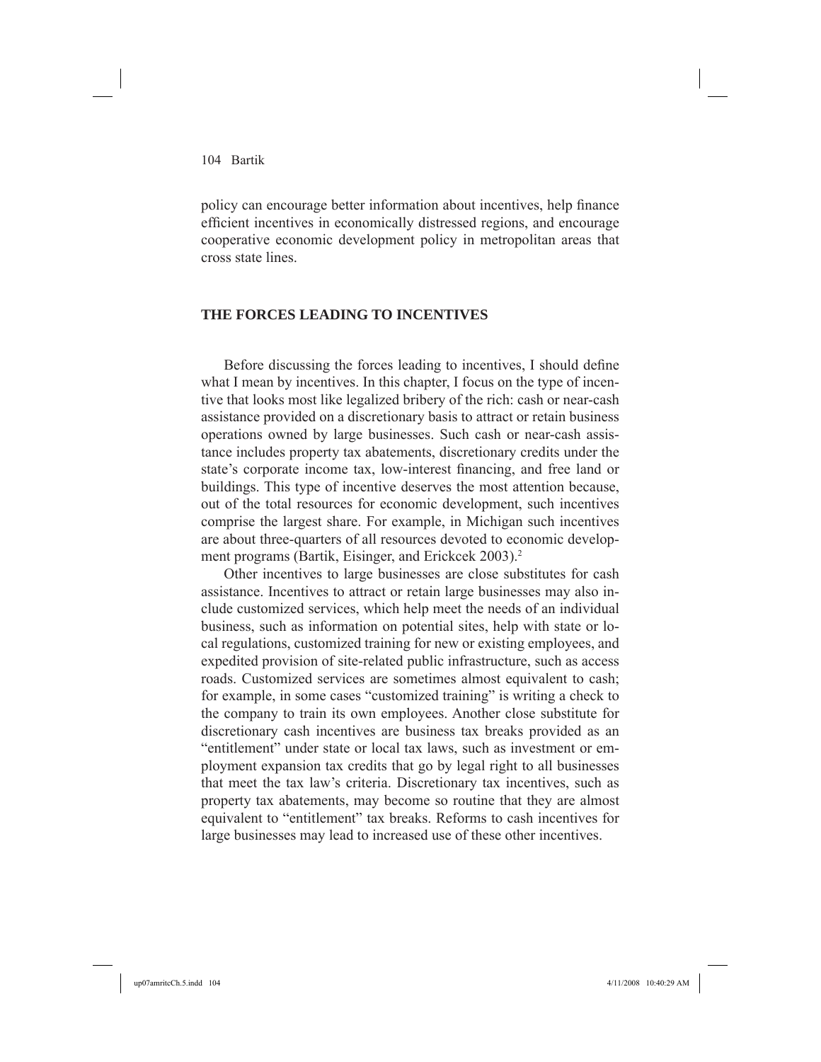policy can encourage better information about incentives, help finance efficient incentives in economically distressed regions, and encourage cooperative economic development policy in metropolitan areas that cross state lines.

## THE FORCES LEADING TO INCENTIVES

Before discussing the forces leading to incentives, I should define what I mean by incentives. In this chapter, I focus on the type of incentive that looks most like legalized bribery of the rich: cash or near-cash assistance provided on a discretionary basis to attract or retain business operations owned by large businesses. Such cash or near-cash assistance includes property tax abatements, discretionary credits under the state's corporate income tax, low-interest financing, and free land or buildings. This type of incentive deserves the most attention because, out of the total resources for economic development, such incentives comprise the largest share. For example, in Michigan such incentives are about three-quarters of all resources devoted to economic development programs (Bartik, Eisinger, and Erickcek 2003).[2]

Other incentives to large businesses are close substitutes for cash assistance. Incentives to attract or retain large businesses may also include customized services, which help meet the needs of an individual business, such as information on potential sites, help with state or local regulations, customized training for new or existing employees, and expedited provision of site-related public infrastructure, such as access roads. Customized services are sometimes almost equivalent to cash; for example, in some cases "customized training" is writing a check to the company to train its own employees. Another close substitute for discretionary cash incentives are business tax breaks provided as an "entitlement" under state or local tax laws, such as investment or employment expansion tax credits that go by legal right to all businesses that meet the tax law's criteria. Discretionary tax incentives, such as property tax abatements, may become so routine that they are almost equivalent to "entitlement" tax breaks. Reforms to cash incentives for large businesses may lead to increased use of these other incentives.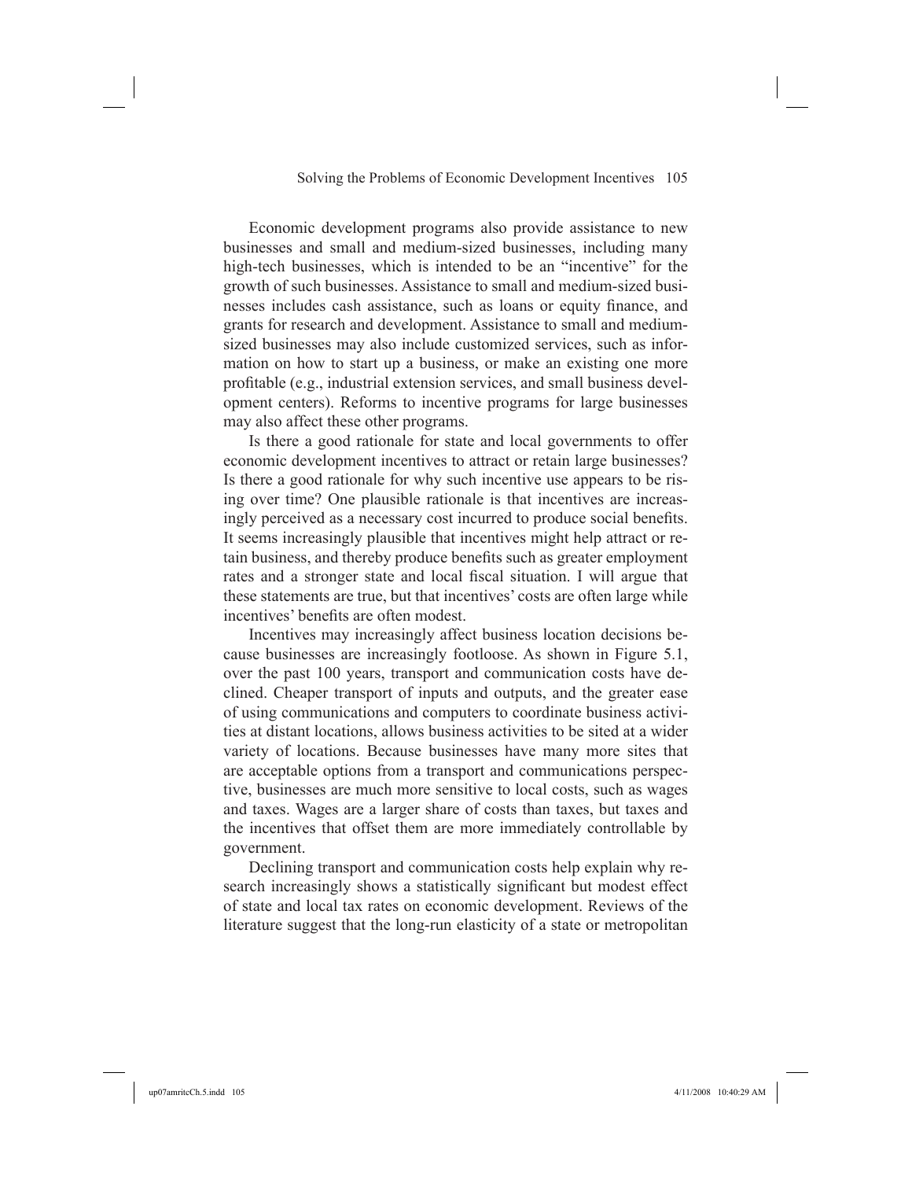Economic development programs also provide assistance to new businesses and small and medium-sized businesses, including many high-tech businesses, which is intended to be an "incentive" for the growth of such businesses. Assistance to small and medium-sized businesses includes cash assistance, such as loans or equity finance, and grants for research and development. Assistance to small and medium-sized businesses may also include customized services, such as information on how to start up a business, or make an existing one more profitable (e.g., industrial extension services, and small business development centers). Reforms to incentive programs for large businesses may also affect these other programs.

Is there a good rationale for state and local governments to offer economic development incentives to attract or retain large businesses? Is there a good rationale for why such incentive use appears to be rising over time? One plausible rationale is that incentives are increasingly perceived as a necessary cost incurred to produce social benefits. It seems increasingly plausible that incentives might help attract or retain business, and thereby produce benefits such as greater employment rates and a stronger state and local fiscal situation. I will argue that these statements are true, but that incentives' costs are often large while incentives' benefits are often modest.

Incentives may increasingly affect business location decisions because businesses are increasingly footloose. As shown in Figure 5.1, over the past 100 years, transport and communication costs have declined. Cheaper transport of inputs and outputs, and the greater ease of using communications and computers to coordinate business activities at distant locations, allows business activities to be sited at a wider variety of locations. Because businesses have many more sites that are acceptable options from a transport and communications perspective, businesses are much more sensitive to local costs, such as wages and taxes. Wages are a larger share of costs than taxes, but taxes and the incentives that offset them are more immediately controllable by government.

Declining transport and communication costs help explain why research increasingly shows a statistically significant but modest effect of state and local tax rates on economic development. Reviews of the literature suggest that the long-run elasticity of a state or metropolitan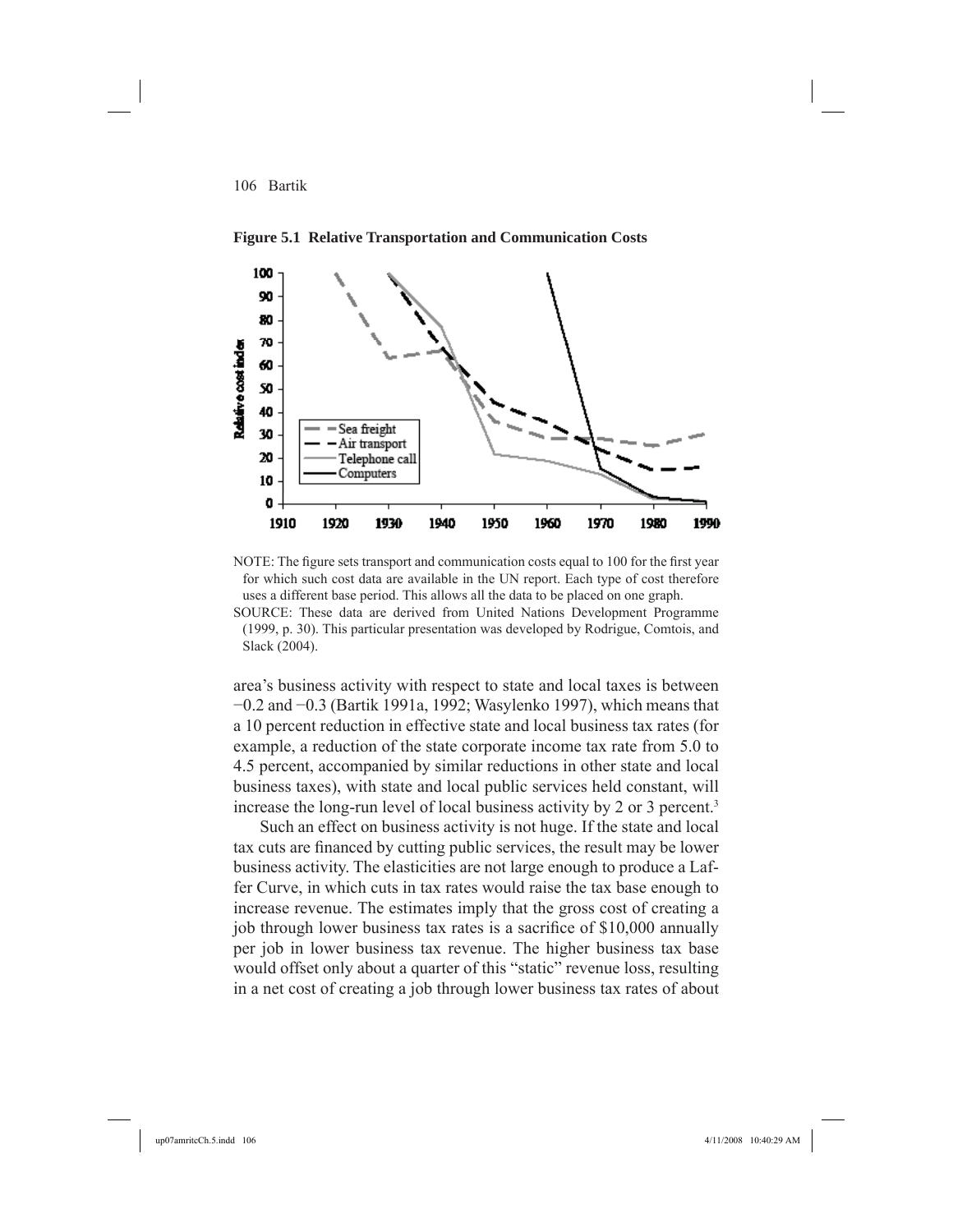**Figure 5.1 Relative Transportation and Communication Costs**

NOTE: The figure sets transport and communication costs equal to 100 for the first year for which such cost data are available in the UN report. Each type of cost therefore uses a different base period. This allows all the data to be placed on one graph.

SOURCE: These data are derived from United Nations Development Programme (1999, p. 30). This particular presentation was developed by Rodrigue, Comtois, and Slack (2004).

area's business activity with respect to state and local taxes is between −0.2 and −0.3 (Bartik 1991a, 1992; Wasylenko 1997), which means that a 10 percent reduction in effective state and local business tax rates (for example, a reduction of the state corporate income tax rate from 5.0 to 4.5 percent, accompanied by similar reductions in other state and local business taxes), with state and local public services held constant, will increase the long-run level of local business activity by 2 or 3 percent.[3]

Such an effect on business activity is not huge. If the state and local tax cuts are financed by cutting public services, the result may be lower business activity. The elasticities are not large enough to produce a Laffer Curve, in which cuts in tax rates would raise the tax base enough to increase revenue. The estimates imply that the gross cost of creating a job through lower business tax rates is a sacrifice of $10,000 annually per job in lower business tax revenue. The higher business tax base would offset only about a quarter of this "static" revenue loss, resulting in a net cost of creating a job through lower business tax rates of about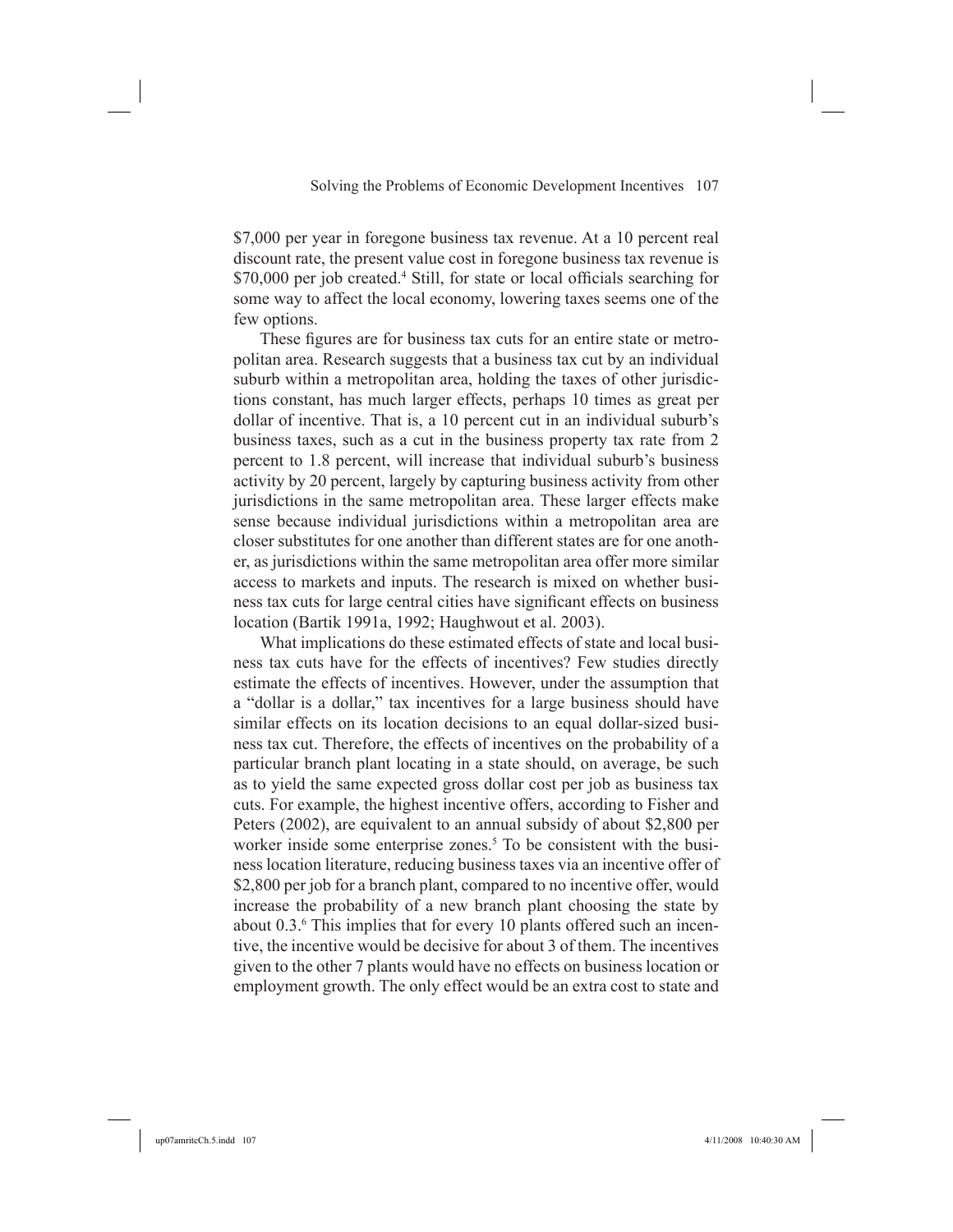$7,000 per year in foregone business tax revenue. At a 10 percent real discount rate, the present value cost in foregone business tax revenue is $70,000 per job created.[4] Still, for state or local officials searching for some way to affect the local economy, lowering taxes seems one of the few options.

These figures are for business tax cuts for an entire state or metropolitan area. Research suggests that a business tax cut by an individual suburb within a metropolitan area, holding the taxes of other jurisdictions constant, has much larger effects, perhaps 10 times as great per dollar of incentive. That is, a 10 percent cut in an individual suburb's business taxes, such as a cut in the business property tax rate from 2 percent to 1.8 percent, will increase that individual suburb's business activity by 20 percent, largely by capturing business activity from other jurisdictions in the same metropolitan area. These larger effects make sense because individual jurisdictions within a metropolitan area are closer substitutes for one another than different states are for one another, as jurisdictions within the same metropolitan area offer more similar access to markets and inputs. The research is mixed on whether business tax cuts for large central cities have significant effects on business location (Bartik 1991a, 1992; Haughwout et al. 2003).

What implications do these estimated effects of state and local business tax cuts have for the effects of incentives? Few studies directly estimate the effects of incentives. However, under the assumption that a "dollar is a dollar," tax incentives for a large business should have similar effects on its location decisions to an equal dollar-sized business tax cut. Therefore, the effects of incentives on the probability of a particular branch plant locating in a state should, on average, be such as to yield the same expected gross dollar cost per job as business tax cuts. For example, the highest incentive offers, according to Fisher and Peters (2002), are equivalent to an annual subsidy of about $2,800 per worker inside some enterprise zones.[5] To be consistent with the business location literature, reducing business taxes via an incentive offer of $2,800 per job for a branch plant, compared to no incentive offer, would increase the probability of a new branch plant choosing the state by about 0.3.[6] This implies that for every 10 plants offered such an incentive, the incentive would be decisive for about 3 of them. The incentives given to the other 7 plants would have no effects on business location or employment growth. The only effect would be an extra cost to state and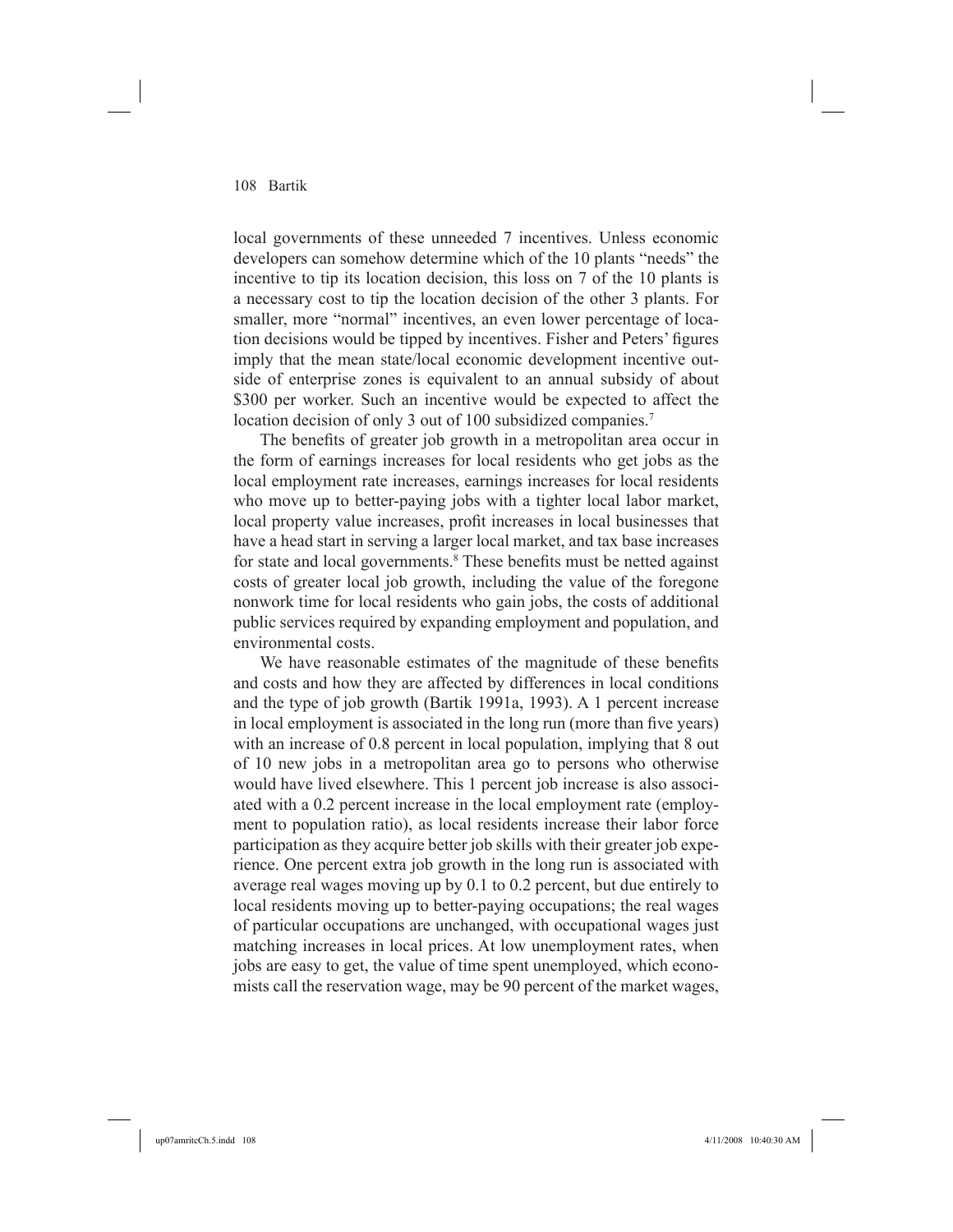local governments of these unneeded 7 incentives. Unless economic developers can somehow determine which of the 10 plants "needs" the incentive to tip its location decision, this loss on 7 of the 10 plants is a necessary cost to tip the location decision of the other 3 plants. For smaller, more "normal" incentives, an even lower percentage of location decisions would be tipped by incentives. Fisher and Peters' figures imply that the mean state/local economic development incentive outside of enterprise zones is equivalent to an annual subsidy of about \$300 per worker. Such an incentive would be expected to affect the location decision of only 3 out of 100 subsidized companies.[7]

The benefits of greater job growth in a metropolitan area occur in the form of earnings increases for local residents who get jobs as the local employment rate increases, earnings increases for local residents who move up to better-paying jobs with a tighter local labor market, local property value increases, profit increases in local businesses that have a head start in serving a larger local market, and tax base increases for state and local governments.[8] These benefits must be netted against costs of greater local job growth, including the value of the foregone nonwork time for local residents who gain jobs, the costs of additional public services required by expanding employment and population, and environmental costs.

We have reasonable estimates of the magnitude of these benefits and costs and how they are affected by differences in local conditions and the type of job growth (Bartik 1991a, 1993). A 1 percent increase in local employment is associated in the long run (more than five years) with an increase of 0.8 percent in local population, implying that 8 out of 10 new jobs in a metropolitan area go to persons who otherwise would have lived elsewhere. This 1 percent job increase is also associated with a 0.2 percent increase in the local employment rate (employment to population ratio), as local residents increase their labor force participation as they acquire better job skills with their greater job experience. One percent extra job growth in the long run is associated with average real wages moving up by 0.1 to 0.2 percent, but due entirely to local residents moving up to better-paying occupations; the real wages of particular occupations are unchanged, with occupational wages just matching increases in local prices. At low unemployment rates, when jobs are easy to get, the value of time spent unemployed, which economists call the reservation wage, may be 90 percent of the market wages,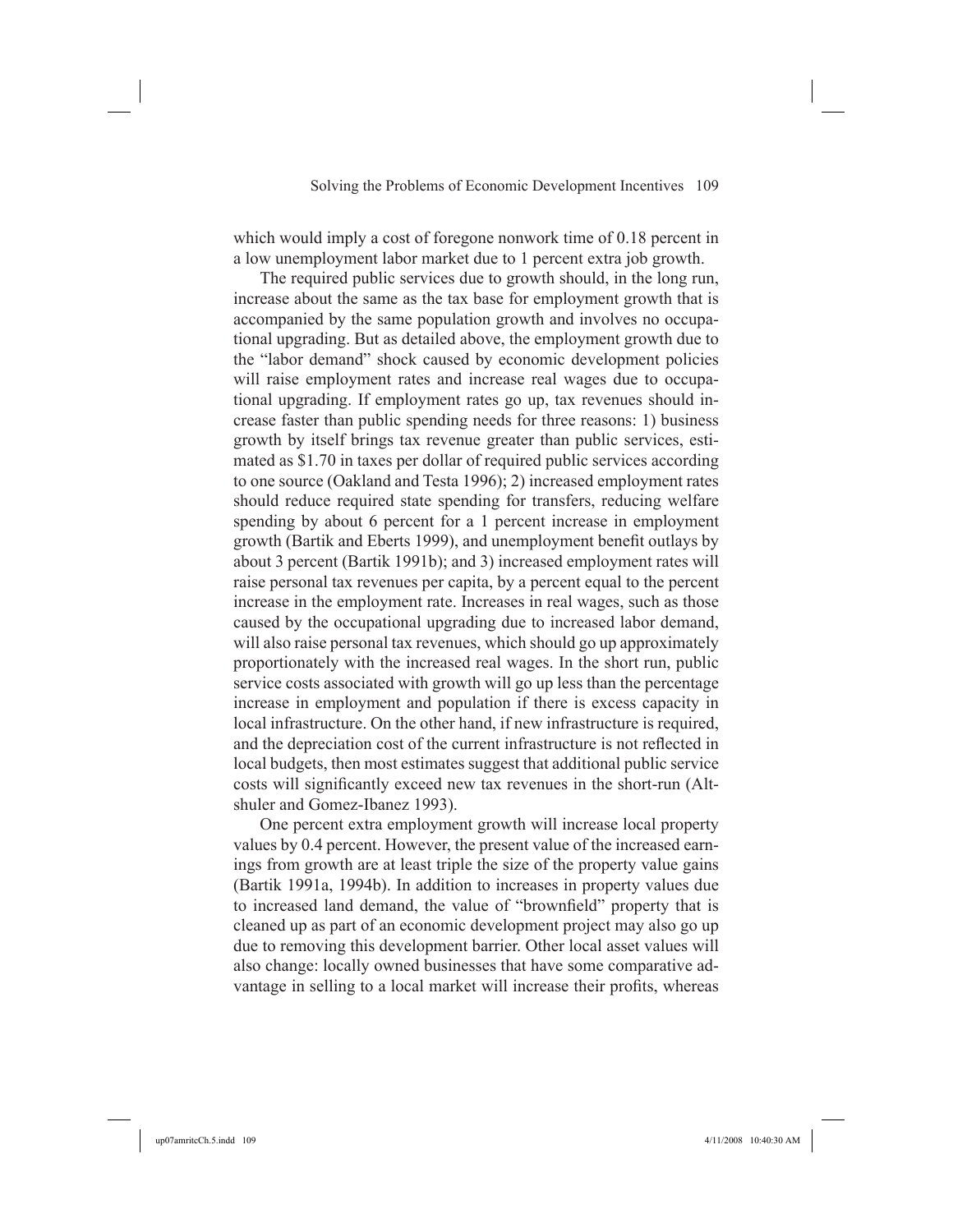which would imply a cost of foregone nonwork time of 0.18 percent in a low unemployment labor market due to 1 percent extra job growth.

The required public services due to growth should, in the long run, increase about the same as the tax base for employment growth that is accompanied by the same population growth and involves no occupational upgrading. But as detailed above, the employment growth due to the "labor demand" shock caused by economic development policies will raise employment rates and increase real wages due to occupational upgrading. If employment rates go up, tax revenues should increase faster than public spending needs for three reasons: 1) business growth by itself brings tax revenue greater than public services, estimated as $1.70 in taxes per dollar of required public services according to one source (Oakland and Testa 1996); 2) increased employment rates should reduce required state spending for transfers, reducing welfare spending by about 6 percent for a 1 percent increase in employment growth (Bartik and Eberts 1999), and unemployment benefit outlays by about 3 percent (Bartik 1991b); and 3) increased employment rates will raise personal tax revenues per capita, by a percent equal to the percent increase in the employment rate. Increases in real wages, such as those caused by the occupational upgrading due to increased labor demand, will also raise personal tax revenues, which should go up approximately proportionately with the increased real wages. In the short run, public service costs associated with growth will go up less than the percentage increase in employment and population if there is excess capacity in local infrastructure. On the other hand, if new infrastructure is required, and the depreciation cost of the current infrastructure is not reflected in local budgets, then most estimates suggest that additional public service costs will significantly exceed new tax revenues in the short-run (Altshuler and Gomez-Ibanez 1993).

One percent extra employment growth will increase local property values by 0.4 percent. However, the present value of the increased earnings from growth are at least triple the size of the property value gains (Bartik 1991a, 1994b). In addition to increases in property values due to increased land demand, the value of "brownfield" property that is cleaned up as part of an economic development project may also go up due to removing this development barrier. Other local asset values will also change: locally owned businesses that have some comparative advantage in selling to a local market will increase their profits, whereas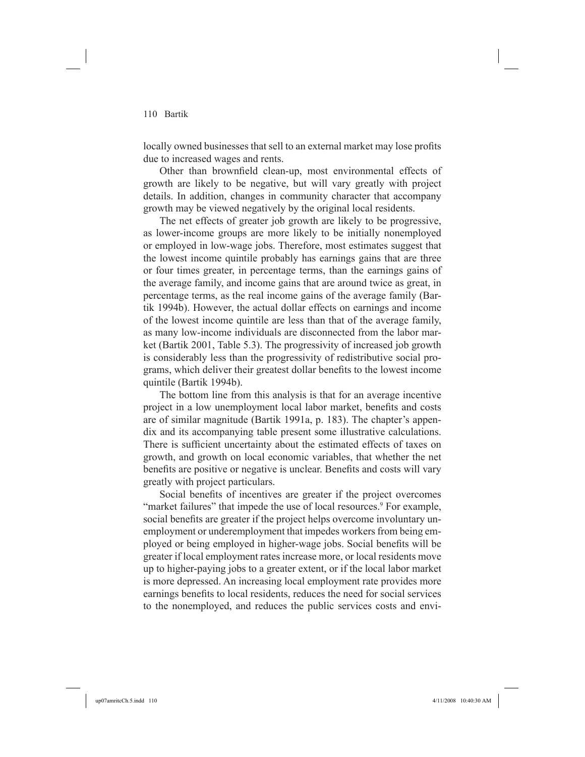locally owned businesses that sell to an external market may lose profits due to increased wages and rents.

Other than brownfield clean-up, most environmental effects of growth are likely to be negative, but will vary greatly with project details. In addition, changes in community character that accompany growth may be viewed negatively by the original local residents.

The net effects of greater job growth are likely to be progressive, as lower-income groups are more likely to be initially nonemployed or employed in low-wage jobs. Therefore, most estimates suggest that the lowest income quintile probably has earnings gains that are three or four times greater, in percentage terms, than the earnings gains of the average family, and income gains that are around twice as great, in percentage terms, as the real income gains of the average family (Bartik 1994b). However, the actual dollar effects on earnings and income of the lowest income quintile are less than that of the average family, as many low-income individuals are disconnected from the labor market (Bartik 2001, Table 5.3). The progressivity of increased job growth is considerably less than the progressivity of redistributive social programs, which deliver their greatest dollar benefits to the lowest income quintile (Bartik 1994b).

The bottom line from this analysis is that for an average incentive project in a low unemployment local labor market, benefits and costs are of similar magnitude (Bartik 1991a, p. 183). The chapter's appendix and its accompanying table present some illustrative calculations. There is sufficient uncertainty about the estimated effects of taxes on growth, and growth on local economic variables, that whether the net benefits are positive or negative is unclear. Benefits and costs will vary greatly with project particulars.

Social benefits of incentives are greater if the project overcomes "market failures" that impede the use of local resources.[9] For example, social benefits are greater if the project helps overcome involuntary unemployment or underemployment that impedes workers from being employed or being employed in higher-wage jobs. Social benefits will be greater if local employment rates increase more, or local residents move up to higher-paying jobs to a greater extent, or if the local labor market is more depressed. An increasing local employment rate provides more earnings benefits to local residents, reduces the need for social services to the nonemployed, and reduces the public services costs and envi-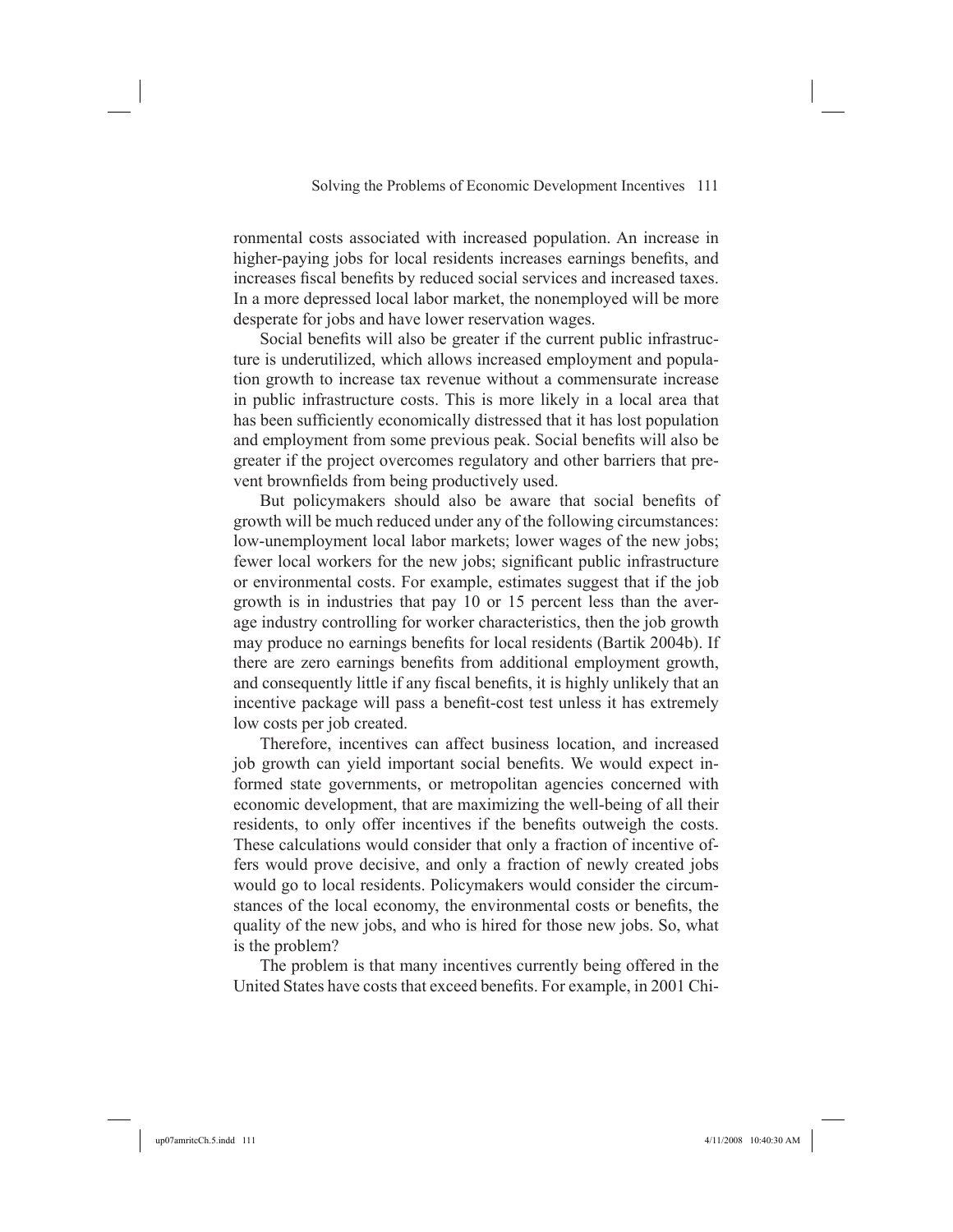ronmental costs associated with increased population. An increase in higher-paying jobs for local residents increases earnings benefits, and increases fiscal benefits by reduced social services and increased taxes. In a more depressed local labor market, the nonemployed will be more desperate for jobs and have lower reservation wages.

Social benefits will also be greater if the current public infrastructure is underutilized, which allows increased employment and population growth to increase tax revenue without a commensurate increase in public infrastructure costs. This is more likely in a local area that has been sufficiently economically distressed that it has lost population and employment from some previous peak. Social benefits will also be greater if the project overcomes regulatory and other barriers that prevent brownfields from being productively used.

But policymakers should also be aware that social benefits of growth will be much reduced under any of the following circumstances: low-unemployment local labor markets; lower wages of the new jobs; fewer local workers for the new jobs; significant public infrastructure or environmental costs. For example, estimates suggest that if the job growth is in industries that pay 10 or 15 percent less than the average industry controlling for worker characteristics, then the job growth may produce no earnings benefits for local residents (Bartik 2004b). If there are zero earnings benefits from additional employment growth, and consequently little if any fiscal benefits, it is highly unlikely that an incentive package will pass a benefit-cost test unless it has extremely low costs per job created.

Therefore, incentives can affect business location, and increased job growth can yield important social benefits. We would expect informed state governments, or metropolitan agencies concerned with economic development, that are maximizing the well-being of all their residents, to only offer incentives if the benefits outweigh the costs. These calculations would consider that only a fraction of incentive offers would prove decisive, and only a fraction of newly created jobs would go to local residents. Policymakers would consider the circumstances of the local economy, the environmental costs or benefits, the quality of the new jobs, and who is hired for those new jobs. So, what is the problem?

The problem is that many incentives currently being offered in the United States have costs that exceed benefits. For example, in 2001 Chi-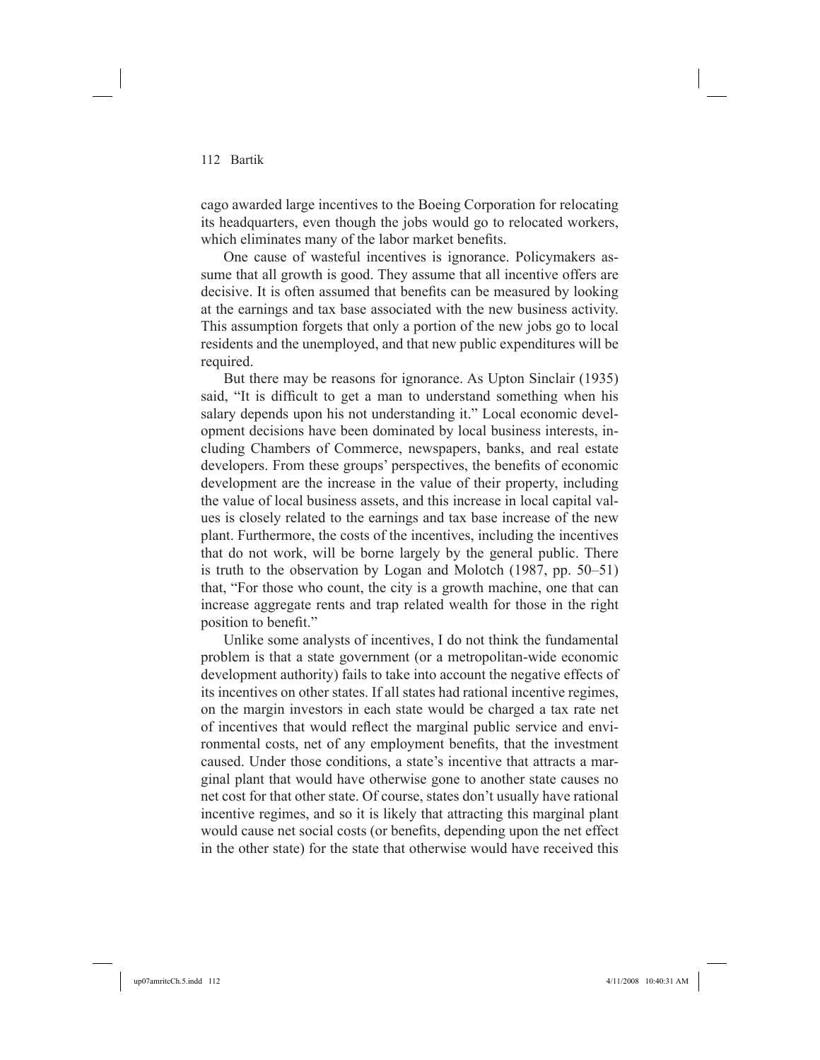cago awarded large incentives to the Boeing Corporation for relocating its headquarters, even though the jobs would go to relocated workers, which eliminates many of the labor market benefits.

One cause of wasteful incentives is ignorance. Policymakers assume that all growth is good. They assume that all incentive offers are decisive. It is often assumed that benefits can be measured by looking at the earnings and tax base associated with the new business activity. This assumption forgets that only a portion of the new jobs go to local residents and the unemployed, and that new public expenditures will be required.

But there may be reasons for ignorance. As Upton Sinclair (1935) said, "It is difficult to get a man to understand something when his salary depends upon his not understanding it." Local economic development decisions have been dominated by local business interests, including Chambers of Commerce, newspapers, banks, and real estate developers. From these groups' perspectives, the benefits of economic development are the increase in the value of their property, including the value of local business assets, and this increase in local capital values is closely related to the earnings and tax base increase of the new plant. Furthermore, the costs of the incentives, including the incentives that do not work, will be borne largely by the general public. There is truth to the observation by Logan and Molotch (1987, pp. 50–51) that, "For those who count, the city is a growth machine, one that can increase aggregate rents and trap related wealth for those in the right position to benefit."

Unlike some analysts of incentives, I do not think the fundamental problem is that a state government (or a metropolitan-wide economic development authority) fails to take into account the negative effects of its incentives on other states. If all states had rational incentive regimes, on the margin investors in each state would be charged a tax rate net of incentives that would reflect the marginal public service and environmental costs, net of any employment benefits, that the investment caused. Under those conditions, a state's incentive that attracts a marginal plant that would have otherwise gone to another state causes no net cost for that other state. Of course, states don't usually have rational incentive regimes, and so it is likely that attracting this marginal plant would cause net social costs (or benefits, depending upon the net effect in the other state) for the state that otherwise would have received this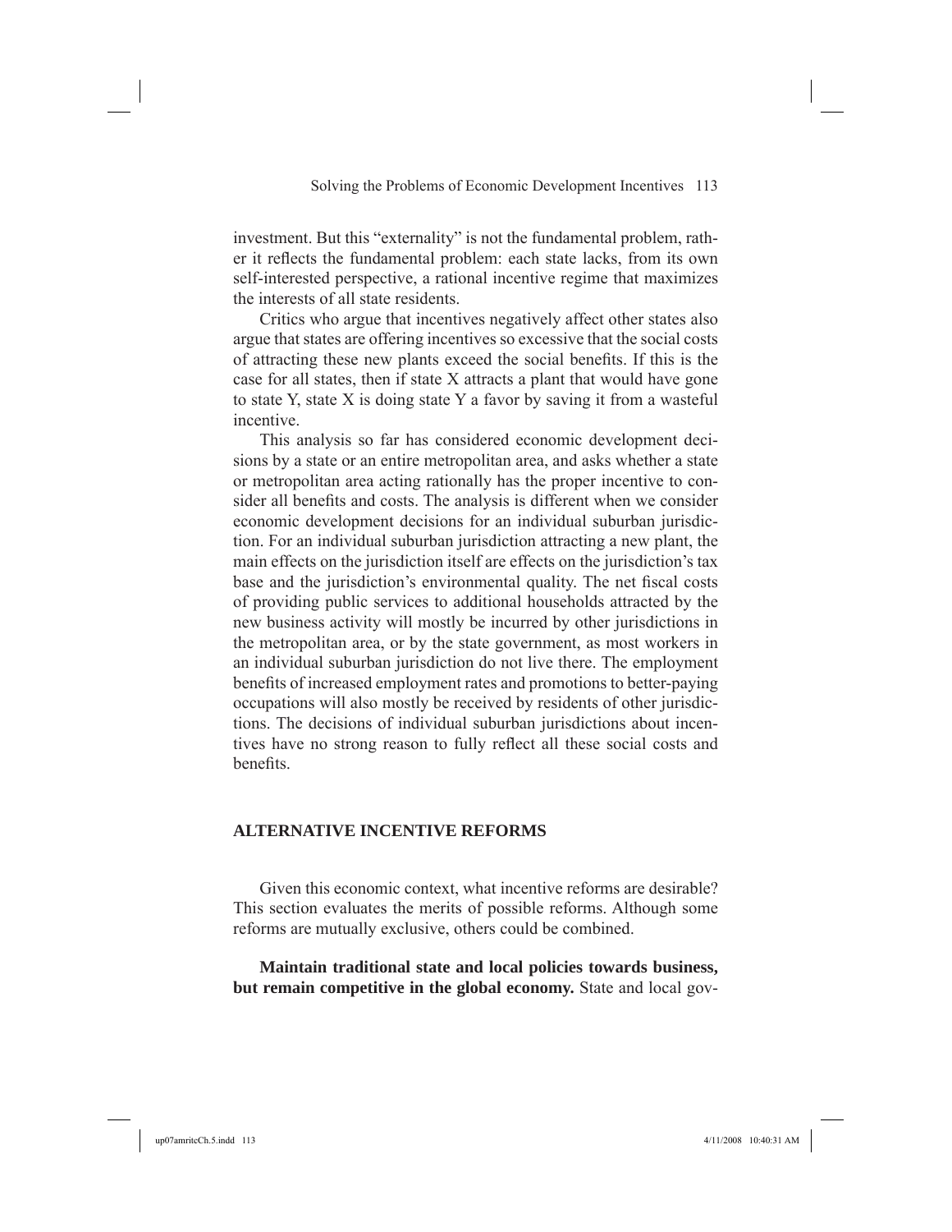investment. But this "externality" is not the fundamental problem, rather it reflects the fundamental problem: each state lacks, from its own self-interested perspective, a rational incentive regime that maximizes the interests of all state residents.

Critics who argue that incentives negatively affect other states also argue that states are offering incentives so excessive that the social costs of attracting these new plants exceed the social benefits. If this is the case for all states, then if state X attracts a plant that would have gone to state Y, state X is doing state Y a favor by saving it from a wasteful incentive.

This analysis so far has considered economic development decisions by a state or an entire metropolitan area, and asks whether a state or metropolitan area acting rationally has the proper incentive to consider all benefits and costs. The analysis is different when we consider economic development decisions for an individual suburban jurisdiction. For an individual suburban jurisdiction attracting a new plant, the main effects on the jurisdiction itself are effects on the jurisdiction's tax base and the jurisdiction's environmental quality. The net fiscal costs of providing public services to additional households attracted by the new business activity will mostly be incurred by other jurisdictions in the metropolitan area, or by the state government, as most workers in an individual suburban jurisdiction do not live there. The employment benefits of increased employment rates and promotions to better-paying occupations will also mostly be received by residents of other jurisdictions. The decisions of individual suburban jurisdictions about incentives have no strong reason to fully reflect all these social costs and benefits.

## ALTERNATIVE INCENTIVE REFORMS

Given this economic context, what incentive reforms are desirable? This section evaluates the merits of possible reforms. Although some reforms are mutually exclusive, others could be combined.

**Maintain traditional state and local policies towards business, but remain competitive in the global economy.** State and local gov-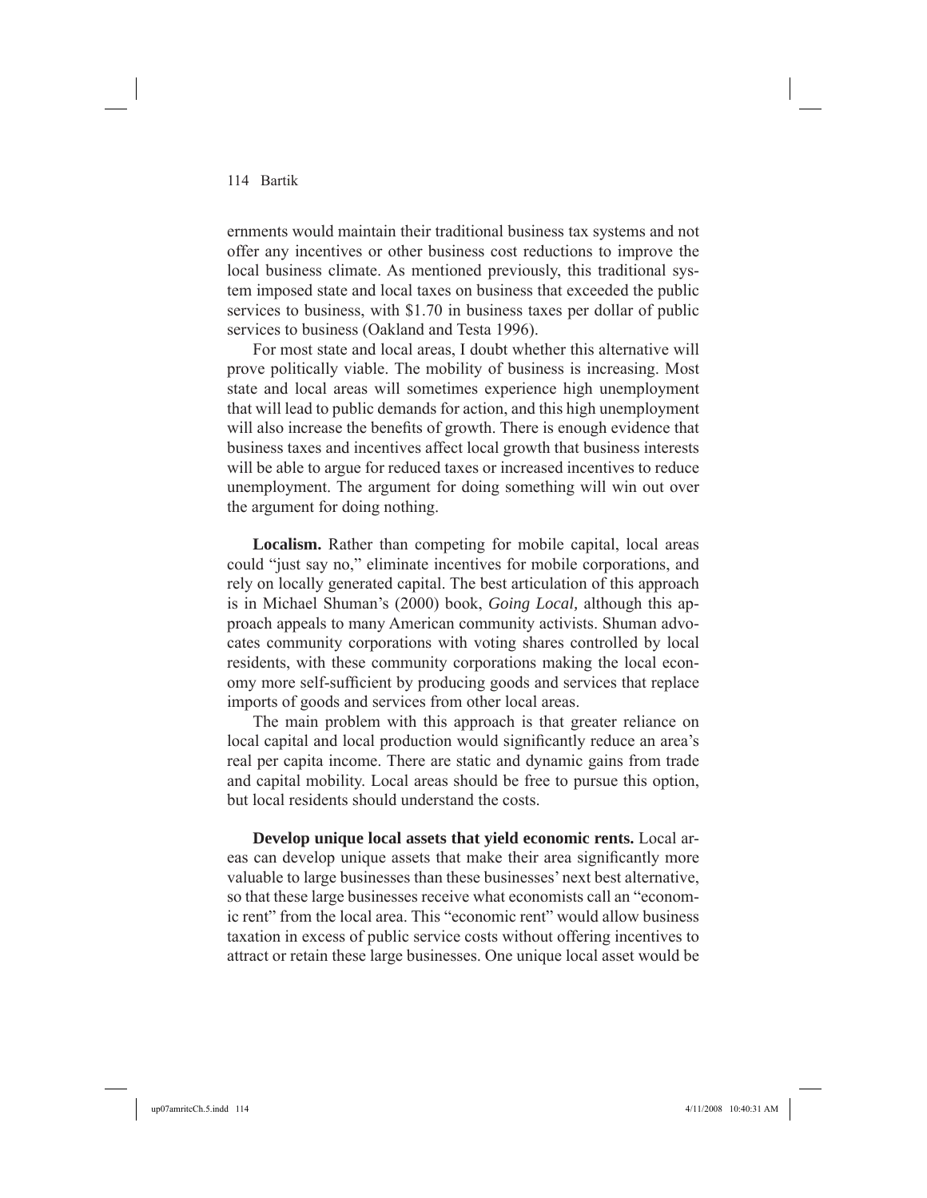ernments would maintain their traditional business tax systems and not offer any incentives or other business cost reductions to improve the local business climate. As mentioned previously, this traditional system imposed state and local taxes on business that exceeded the public services to business, with $1.70 in business taxes per dollar of public services to business (Oakland and Testa 1996).

For most state and local areas, I doubt whether this alternative will prove politically viable. The mobility of business is increasing. Most state and local areas will sometimes experience high unemployment that will lead to public demands for action, and this high unemployment will also increase the benefits of growth. There is enough evidence that business taxes and incentives affect local growth that business interests will be able to argue for reduced taxes or increased incentives to reduce unemployment. The argument for doing something will win out over the argument for doing nothing.

**Localism.** Rather than competing for mobile capital, local areas could "just say no," eliminate incentives for mobile corporations, and rely on locally generated capital. The best articulation of this approach is in Michael Shuman's (2000) book, *Going Local,* although this approach appeals to many American community activists. Shuman advocates community corporations with voting shares controlled by local residents, with these community corporations making the local economy more self-sufficient by producing goods and services that replace imports of goods and services from other local areas.

The main problem with this approach is that greater reliance on local capital and local production would significantly reduce an area's real per capita income. There are static and dynamic gains from trade and capital mobility. Local areas should be free to pursue this option, but local residents should understand the costs.

**Develop unique local assets that yield economic rents.** Local areas can develop unique assets that make their area significantly more valuable to large businesses than these businesses' next best alternative, so that these large businesses receive what economists call an "economic rent" from the local area. This "economic rent" would allow business taxation in excess of public service costs without offering incentives to attract or retain these large businesses. One unique local asset would be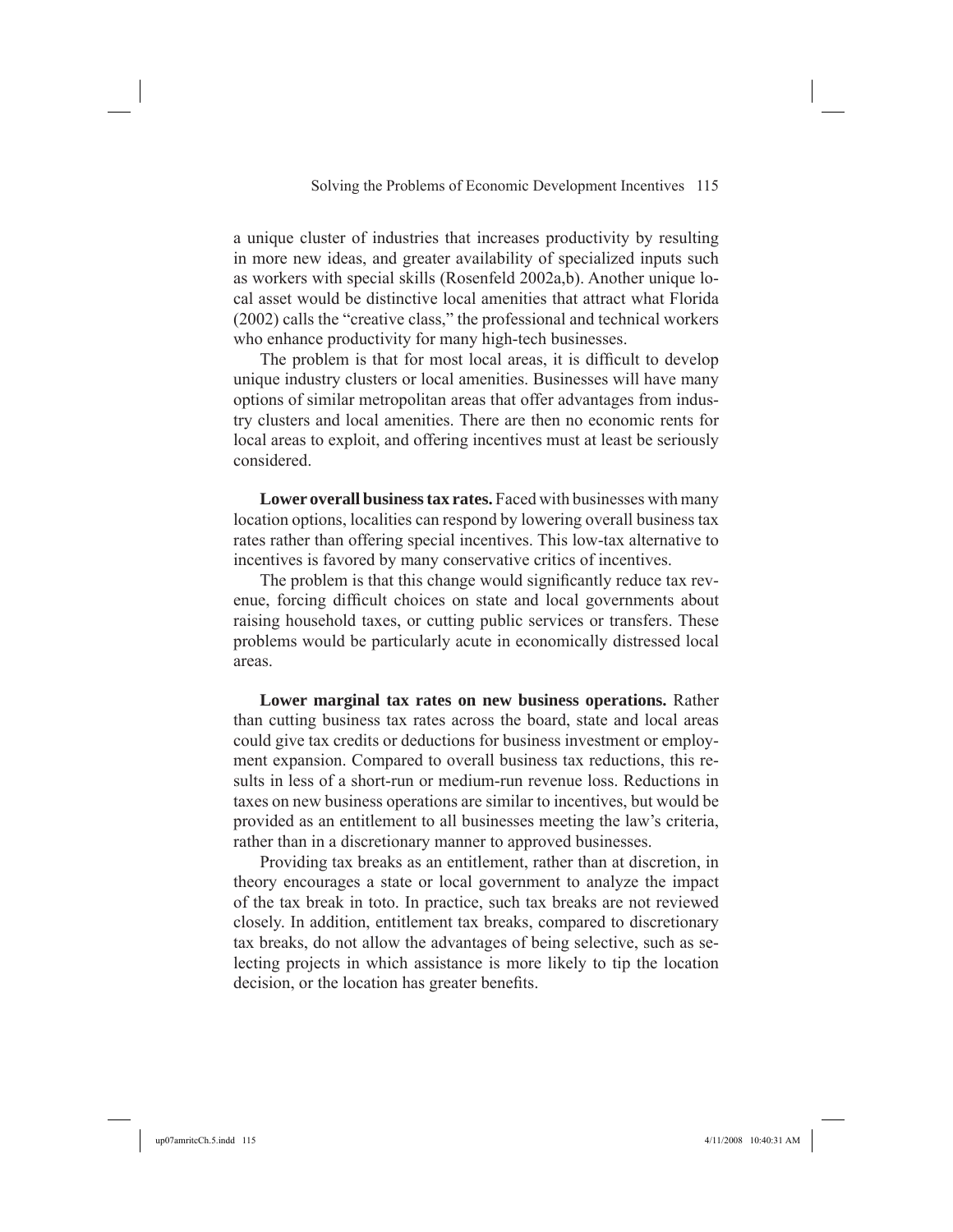a unique cluster of industries that increases productivity by resulting in more new ideas, and greater availability of specialized inputs such as workers with special skills (Rosenfeld 2002a,b). Another unique local asset would be distinctive local amenities that attract what Florida (2002) calls the "creative class," the professional and technical workers who enhance productivity for many high-tech businesses.

The problem is that for most local areas, it is difficult to develop unique industry clusters or local amenities. Businesses will have many options of similar metropolitan areas that offer advantages from industry clusters and local amenities. There are then no economic rents for local areas to exploit, and offering incentives must at least be seriously considered.

**Lower overall business tax rates.** Faced with businesses with many location options, localities can respond by lowering overall business tax rates rather than offering special incentives. This low-tax alternative to incentives is favored by many conservative critics of incentives.

The problem is that this change would significantly reduce tax revenue, forcing difficult choices on state and local governments about raising household taxes, or cutting public services or transfers. These problems would be particularly acute in economically distressed local areas.

**Lower marginal tax rates on new business operations.** Rather than cutting business tax rates across the board, state and local areas could give tax credits or deductions for business investment or employment expansion. Compared to overall business tax reductions, this results in less of a short-run or medium-run revenue loss. Reductions in taxes on new business operations are similar to incentives, but would be provided as an entitlement to all businesses meeting the law's criteria, rather than in a discretionary manner to approved businesses.

Providing tax breaks as an entitlement, rather than at discretion, in theory encourages a state or local government to analyze the impact of the tax break in toto. In practice, such tax breaks are not reviewed closely. In addition, entitlement tax breaks, compared to discretionary tax breaks, do not allow the advantages of being selective, such as selecting projects in which assistance is more likely to tip the location decision, or the location has greater benefits.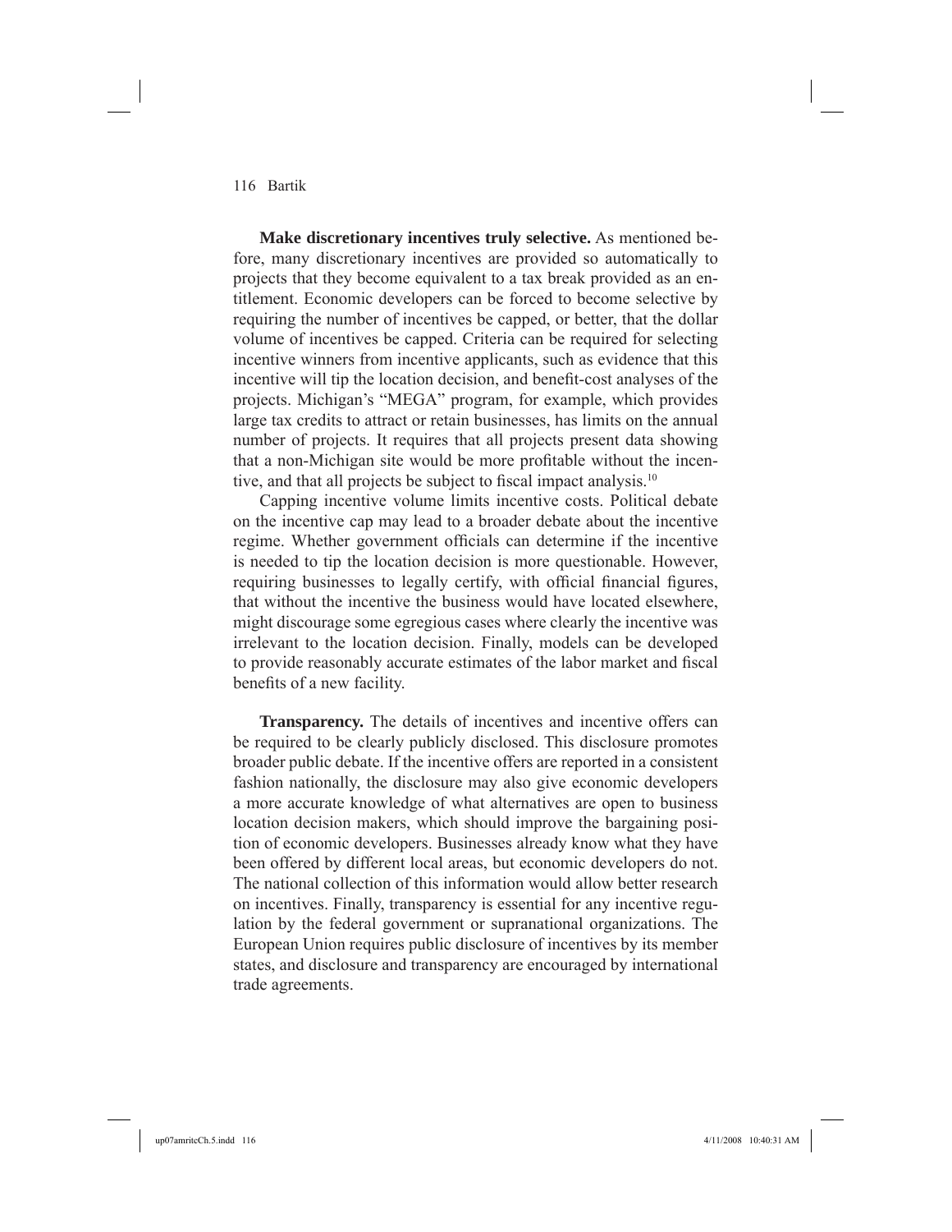**Make discretionary incentives truly selective.** As mentioned before, many discretionary incentives are provided so automatically to projects that they become equivalent to a tax break provided as an entitlement. Economic developers can be forced to become selective by requiring the number of incentives be capped, or better, that the dollar volume of incentives be capped. Criteria can be required for selecting incentive winners from incentive applicants, such as evidence that this incentive will tip the location decision, and benefit-cost analyses of the projects. Michigan's "MEGA" program, for example, which provides large tax credits to attract or retain businesses, has limits on the annual number of projects. It requires that all projects present data showing that a non-Michigan site would be more profitable without the incentive, and that all projects be subject to fiscal impact analysis.[10]

Capping incentive volume limits incentive costs. Political debate on the incentive cap may lead to a broader debate about the incentive regime. Whether government officials can determine if the incentive is needed to tip the location decision is more questionable. However, requiring businesses to legally certify, with official financial figures, that without the incentive the business would have located elsewhere, might discourage some egregious cases where clearly the incentive was irrelevant to the location decision. Finally, models can be developed to provide reasonably accurate estimates of the labor market and fiscal benefits of a new facility.

**Transparency.** The details of incentives and incentive offers can be required to be clearly publicly disclosed. This disclosure promotes broader public debate. If the incentive offers are reported in a consistent fashion nationally, the disclosure may also give economic developers a more accurate knowledge of what alternatives are open to business location decision makers, which should improve the bargaining position of economic developers. Businesses already know what they have been offered by different local areas, but economic developers do not. The national collection of this information would allow better research on incentives. Finally, transparency is essential for any incentive regulation by the federal government or supranational organizations. The European Union requires public disclosure of incentives by its member states, and disclosure and transparency are encouraged by international trade agreements.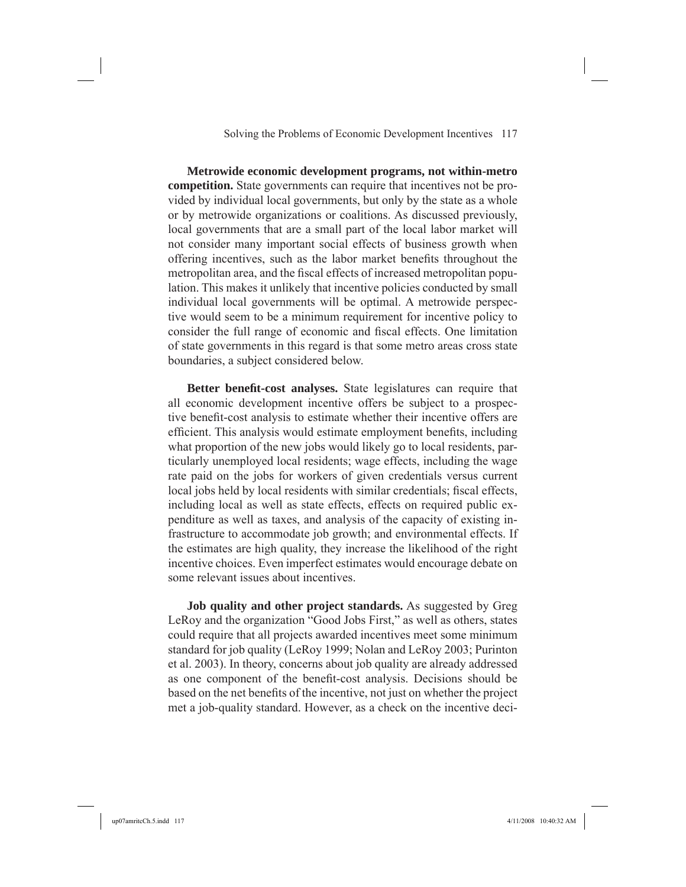**Metrowide economic development programs, not within-metro competition.** State governments can require that incentives not be provided by individual local governments, but only by the state as a whole or by metrowide organizations or coalitions. As discussed previously, local governments that are a small part of the local labor market will not consider many important social effects of business growth when offering incentives, such as the labor market benefits throughout the metropolitan area, and the fiscal effects of increased metropolitan population. This makes it unlikely that incentive policies conducted by small individual local governments will be optimal. A metrowide perspective would seem to be a minimum requirement for incentive policy to consider the full range of economic and fiscal effects. One limitation of state governments in this regard is that some metro areas cross state boundaries, a subject considered below.

**Better benefit-cost analyses.** State legislatures can require that all economic development incentive offers be subject to a prospective benefit-cost analysis to estimate whether their incentive offers are efficient. This analysis would estimate employment benefits, including what proportion of the new jobs would likely go to local residents, particularly unemployed local residents; wage effects, including the wage rate paid on the jobs for workers of given credentials versus current local jobs held by local residents with similar credentials; fiscal effects, including local as well as state effects, effects on required public expenditure as well as taxes, and analysis of the capacity of existing infrastructure to accommodate job growth; and environmental effects. If the estimates are high quality, they increase the likelihood of the right incentive choices. Even imperfect estimates would encourage debate on some relevant issues about incentives.

**Job quality and other project standards.** As suggested by Greg LeRoy and the organization "Good Jobs First," as well as others, states could require that all projects awarded incentives meet some minimum standard for job quality (LeRoy 1999; Nolan and LeRoy 2003; Purinton et al. 2003). In theory, concerns about job quality are already addressed as one component of the benefit-cost analysis. Decisions should be based on the net benefits of the incentive, not just on whether the project met a job-quality standard. However, as a check on the incentive deci-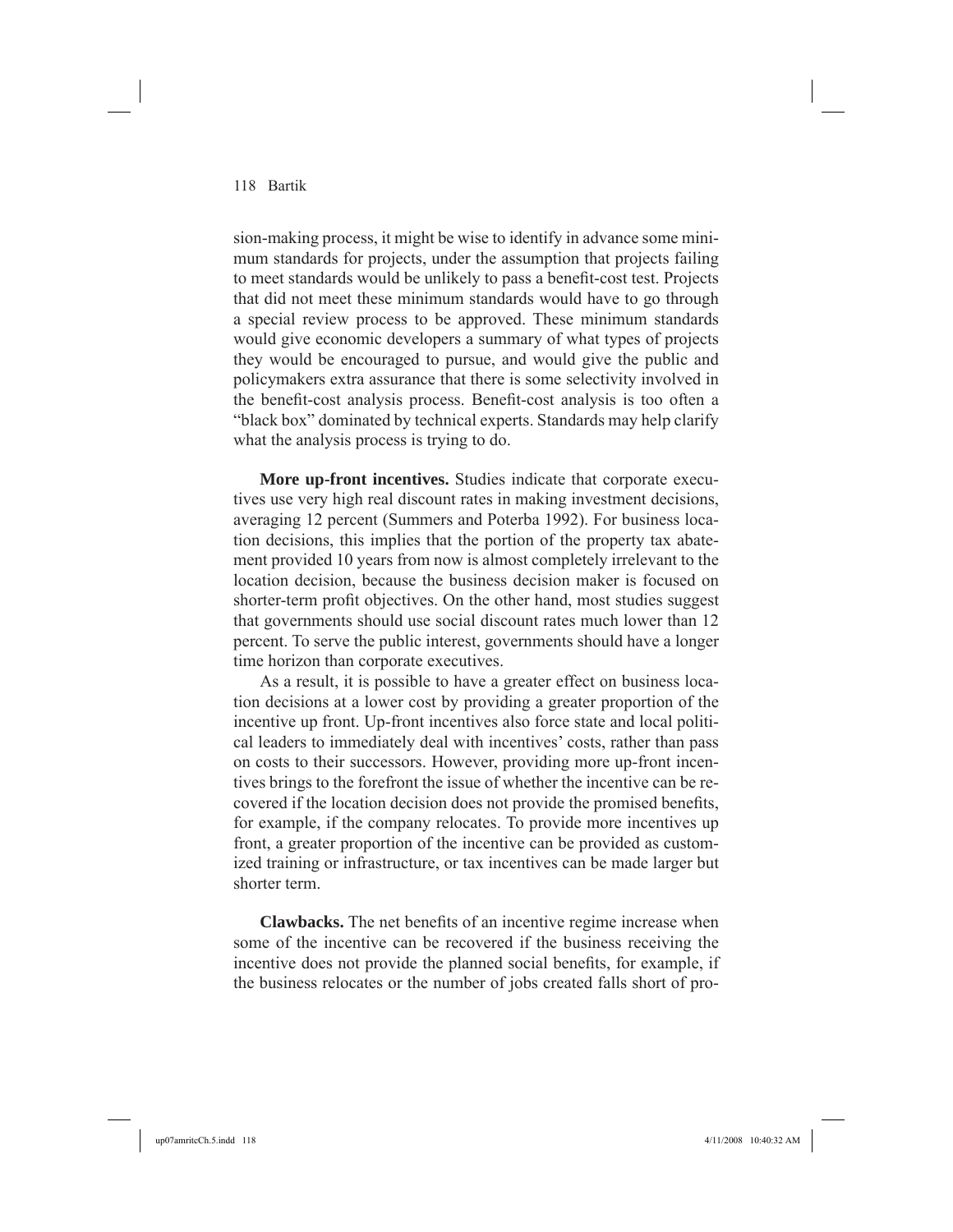sion-making process, it might be wise to identify in advance some minimum standards for projects, under the assumption that projects failing to meet standards would be unlikely to pass a benefit-cost test. Projects that did not meet these minimum standards would have to go through a special review process to be approved. These minimum standards would give economic developers a summary of what types of projects they would be encouraged to pursue, and would give the public and policymakers extra assurance that there is some selectivity involved in the benefit-cost analysis process. Benefit-cost analysis is too often a "black box" dominated by technical experts. Standards may help clarify what the analysis process is trying to do.

**More up-front incentives.** Studies indicate that corporate executives use very high real discount rates in making investment decisions, averaging 12 percent (Summers and Poterba 1992). For business location decisions, this implies that the portion of the property tax abatement provided 10 years from now is almost completely irrelevant to the location decision, because the business decision maker is focused on shorter-term profit objectives. On the other hand, most studies suggest that governments should use social discount rates much lower than 12 percent. To serve the public interest, governments should have a longer time horizon than corporate executives.

As a result, it is possible to have a greater effect on business location decisions at a lower cost by providing a greater proportion of the incentive up front. Up-front incentives also force state and local political leaders to immediately deal with incentives' costs, rather than pass on costs to their successors. However, providing more up-front incentives brings to the forefront the issue of whether the incentive can be recovered if the location decision does not provide the promised benefits, for example, if the company relocates. To provide more incentives up front, a greater proportion of the incentive can be provided as customized training or infrastructure, or tax incentives can be made larger but shorter term.

**Clawbacks.** The net benefits of an incentive regime increase when some of the incentive can be recovered if the business receiving the incentive does not provide the planned social benefits, for example, if the business relocates or the number of jobs created falls short of pro-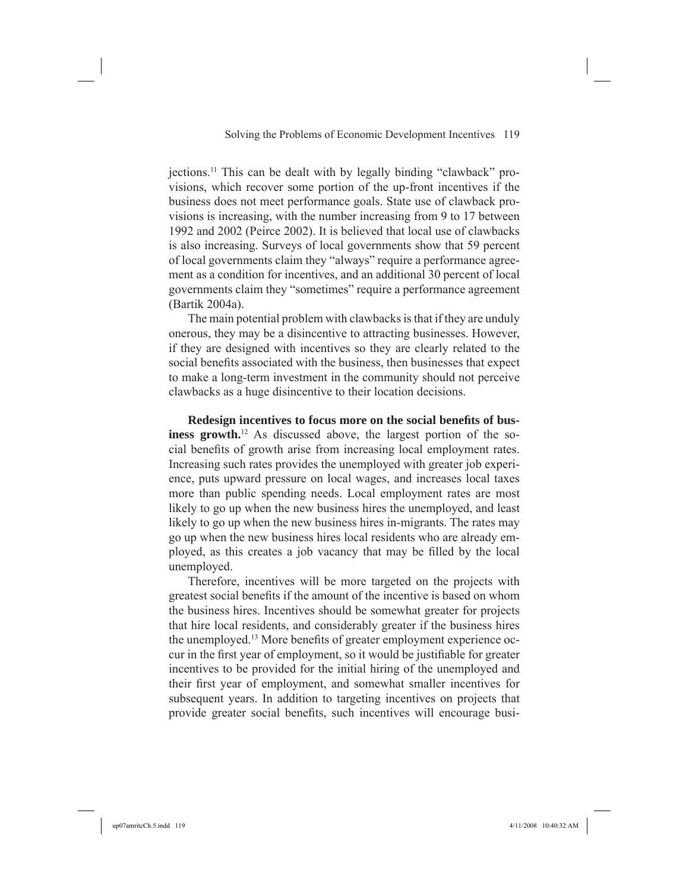jections.[11] This can be dealt with by legally binding "clawback" provisions, which recover some portion of the up-front incentives if the business does not meet performance goals. State use of clawback provisions is increasing, with the number increasing from 9 to 17 between 1992 and 2002 (Peirce 2002). It is believed that local use of clawbacks is also increasing. Surveys of local governments show that 59 percent of local governments claim they "always" require a performance agreement as a condition for incentives, and an additional 30 percent of local governments claim they "sometimes" require a performance agreement (Bartik 2004a).

The main potential problem with clawbacks is that if they are unduly onerous, they may be a disincentive to attracting businesses. However, if they are designed with incentives so they are clearly related to the social benefits associated with the business, then businesses that expect to make a long-term investment in the community should not perceive clawbacks as a huge disincentive to their location decisions.

**Redesign incentives to focus more on the social benefits of business growth.**[12] As discussed above, the largest portion of the social benefits of growth arise from increasing local employment rates. Increasing such rates provides the unemployed with greater job experience, puts upward pressure on local wages, and increases local taxes more than public spending needs. Local employment rates are most likely to go up when the new business hires the unemployed, and least likely to go up when the new business hires in-migrants. The rates may go up when the new business hires local residents who are already employed, as this creates a job vacancy that may be filled by the local unemployed.

Therefore, incentives will be more targeted on the projects with greatest social benefits if the amount of the incentive is based on whom the business hires. Incentives should be somewhat greater for projects that hire local residents, and considerably greater if the business hires the unemployed.[13] More benefits of greater employment experience occur in the first year of employment, so it would be justifiable for greater incentives to be provided for the initial hiring of the unemployed and their first year of employment, and somewhat smaller incentives for subsequent years. In addition to targeting incentives on projects that provide greater social benefits, such incentives will encourage busi-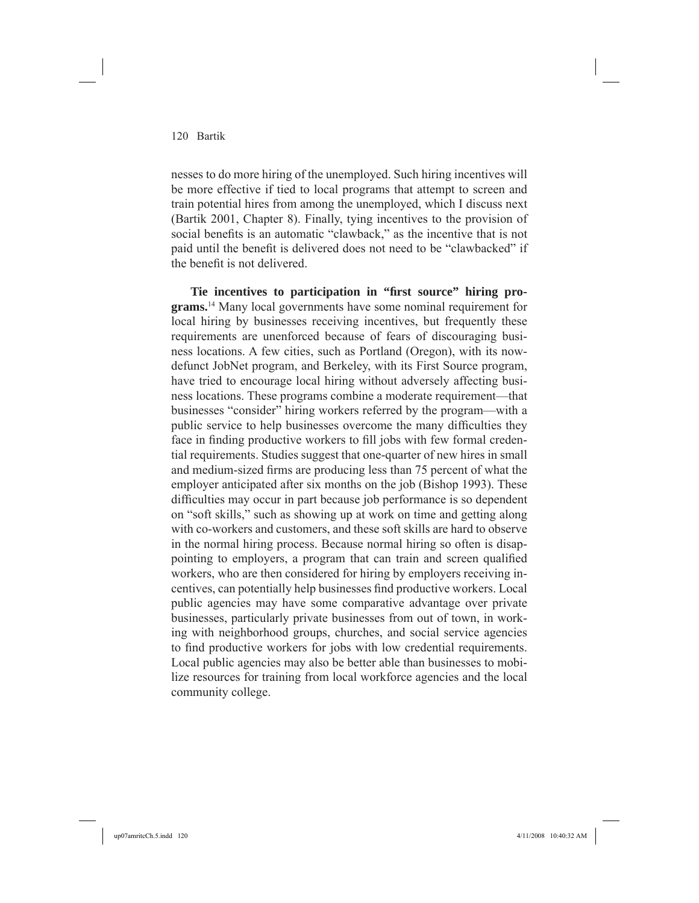nesses to do more hiring of the unemployed. Such hiring incentives will be more effective if tied to local programs that attempt to screen and train potential hires from among the unemployed, which I discuss next (Bartik 2001, Chapter 8). Finally, tying incentives to the provision of social benefits is an automatic "clawback," as the incentive that is not paid until the benefit is delivered does not need to be "clawbacked" if the benefit is not delivered.

**Tie incentives to participation in "first source" hiring programs.**[14] Many local governments have some nominal requirement for local hiring by businesses receiving incentives, but frequently these requirements are unenforced because of fears of discouraging business locations. A few cities, such as Portland (Oregon), with its now-defunct JobNet program, and Berkeley, with its First Source program, have tried to encourage local hiring without adversely affecting business locations. These programs combine a moderate requirement—that businesses "consider" hiring workers referred by the program—with a public service to help businesses overcome the many difficulties they face in finding productive workers to fill jobs with few formal credential requirements. Studies suggest that one-quarter of new hires in small and medium-sized firms are producing less than 75 percent of what the employer anticipated after six months on the job (Bishop 1993). These difficulties may occur in part because job performance is so dependent on "soft skills," such as showing up at work on time and getting along with co-workers and customers, and these soft skills are hard to observe in the normal hiring process. Because normal hiring so often is disappointing to employers, a program that can train and screen qualified workers, who are then considered for hiring by employers receiving incentives, can potentially help businesses find productive workers. Local public agencies may have some comparative advantage over private businesses, particularly private businesses from out of town, in working with neighborhood groups, churches, and social service agencies to find productive workers for jobs with low credential requirements. Local public agencies may also be better able than businesses to mobilize resources for training from local workforce agencies and the local community college.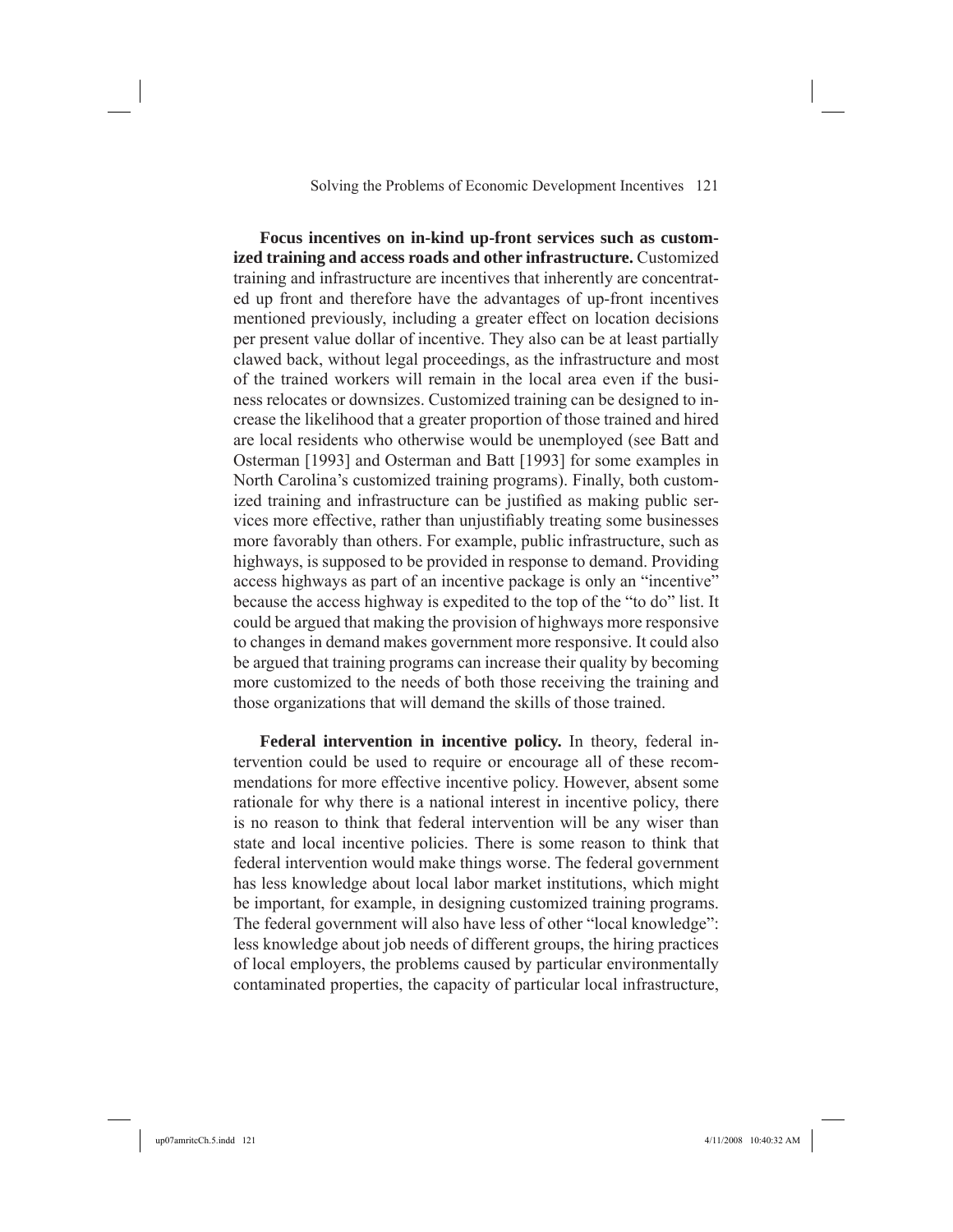**Focus incentives on in-kind up-front services such as customized training and access roads and other infrastructure.** Customized training and infrastructure are incentives that inherently are concentrated up front and therefore have the advantages of up-front incentives mentioned previously, including a greater effect on location decisions per present value dollar of incentive. They also can be at least partially clawed back, without legal proceedings, as the infrastructure and most of the trained workers will remain in the local area even if the business relocates or downsizes. Customized training can be designed to increase the likelihood that a greater proportion of those trained and hired are local residents who otherwise would be unemployed (see Batt and Osterman [1993] and Osterman and Batt [1993] for some examples in North Carolina's customized training programs). Finally, both customized training and infrastructure can be justified as making public services more effective, rather than unjustifiably treating some businesses more favorably than others. For example, public infrastructure, such as highways, is supposed to be provided in response to demand. Providing access highways as part of an incentive package is only an "incentive" because the access highway is expedited to the top of the "to do" list. It could be argued that making the provision of highways more responsive to changes in demand makes government more responsive. It could also be argued that training programs can increase their quality by becoming more customized to the needs of both those receiving the training and those organizations that will demand the skills of those trained.

**Federal intervention in incentive policy.** In theory, federal intervention could be used to require or encourage all of these recommendations for more effective incentive policy. However, absent some rationale for why there is a national interest in incentive policy, there is no reason to think that federal intervention will be any wiser than state and local incentive policies. There is some reason to think that federal intervention would make things worse. The federal government has less knowledge about local labor market institutions, which might be important, for example, in designing customized training programs. The federal government will also have less of other "local knowledge": less knowledge about job needs of different groups, the hiring practices of local employers, the problems caused by particular environmentally contaminated properties, the capacity of particular local infrastructure,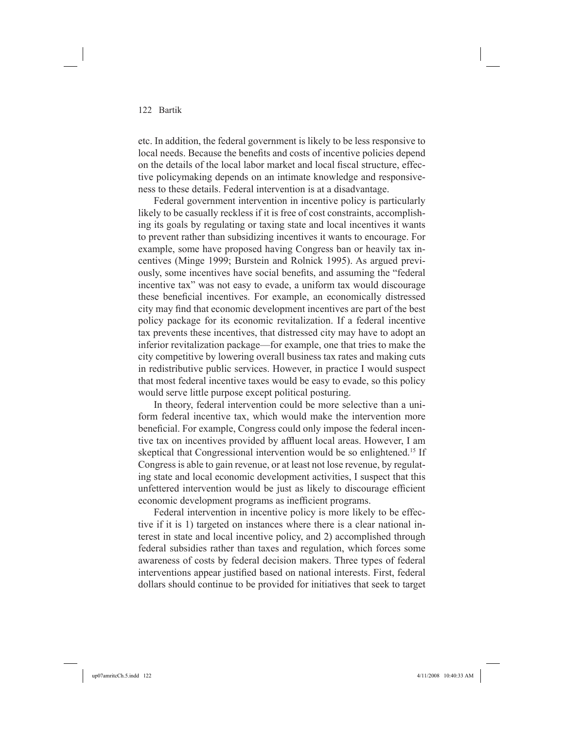etc. In addition, the federal government is likely to be less responsive to local needs. Because the benefits and costs of incentive policies depend on the details of the local labor market and local fiscal structure, effective policymaking depends on an intimate knowledge and responsiveness to these details. Federal intervention is at a disadvantage.

Federal government intervention in incentive policy is particularly likely to be casually reckless if it is free of cost constraints, accomplishing its goals by regulating or taxing state and local incentives it wants to prevent rather than subsidizing incentives it wants to encourage. For example, some have proposed having Congress ban or heavily tax incentives (Minge 1999; Burstein and Rolnick 1995). As argued previously, some incentives have social benefits, and assuming the "federal incentive tax" was not easy to evade, a uniform tax would discourage these beneficial incentives. For example, an economically distressed city may find that economic development incentives are part of the best policy package for its economic revitalization. If a federal incentive tax prevents these incentives, that distressed city may have to adopt an inferior revitalization package—for example, one that tries to make the city competitive by lowering overall business tax rates and making cuts in redistributive public services. However, in practice I would suspect that most federal incentive taxes would be easy to evade, so this policy would serve little purpose except political posturing.

In theory, federal intervention could be more selective than a uniform federal incentive tax, which would make the intervention more beneficial. For example, Congress could only impose the federal incentive tax on incentives provided by affluent local areas. However, I am skeptical that Congressional intervention would be so enlightened.[15] If Congress is able to gain revenue, or at least not lose revenue, by regulating state and local economic development activities, I suspect that this unfettered intervention would be just as likely to discourage efficient economic development programs as inefficient programs.

Federal intervention in incentive policy is more likely to be effective if it is 1) targeted on instances where there is a clear national interest in state and local incentive policy, and 2) accomplished through federal subsidies rather than taxes and regulation, which forces some awareness of costs by federal decision makers. Three types of federal interventions appear justified based on national interests. First, federal dollars should continue to be provided for initiatives that seek to target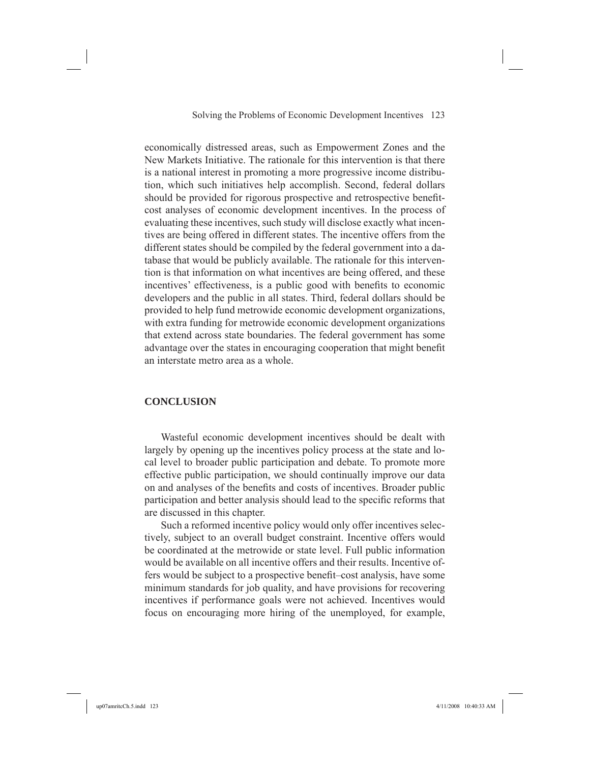economically distressed areas, such as Empowerment Zones and the New Markets Initiative. The rationale for this intervention is that there is a national interest in promoting a more progressive income distribution, which such initiatives help accomplish. Second, federal dollars should be provided for rigorous prospective and retrospective benefit-cost analyses of economic development incentives. In the process of evaluating these incentives, such study will disclose exactly what incentives are being offered in different states. The incentive offers from the different states should be compiled by the federal government into a database that would be publicly available. The rationale for this intervention is that information on what incentives are being offered, and these incentives' effectiveness, is a public good with benefits to economic developers and the public in all states. Third, federal dollars should be provided to help fund metrowide economic development organizations, with extra funding for metrowide economic development organizations that extend across state boundaries. The federal government has some advantage over the states in encouraging cooperation that might benefit an interstate metro area as a whole.

## CONCLUSION

Wasteful economic development incentives should be dealt with largely by opening up the incentives policy process at the state and local level to broader public participation and debate. To promote more effective public participation, we should continually improve our data on and analyses of the benefits and costs of incentives. Broader public participation and better analysis should lead to the specific reforms that are discussed in this chapter.

Such a reformed incentive policy would only offer incentives selectively, subject to an overall budget constraint. Incentive offers would be coordinated at the metrowide or state level. Full public information would be available on all incentive offers and their results. Incentive offers would be subject to a prospective benefit–cost analysis, have some minimum standards for job quality, and have provisions for recovering incentives if performance goals were not achieved. Incentives would focus on encouraging more hiring of the unemployed, for example,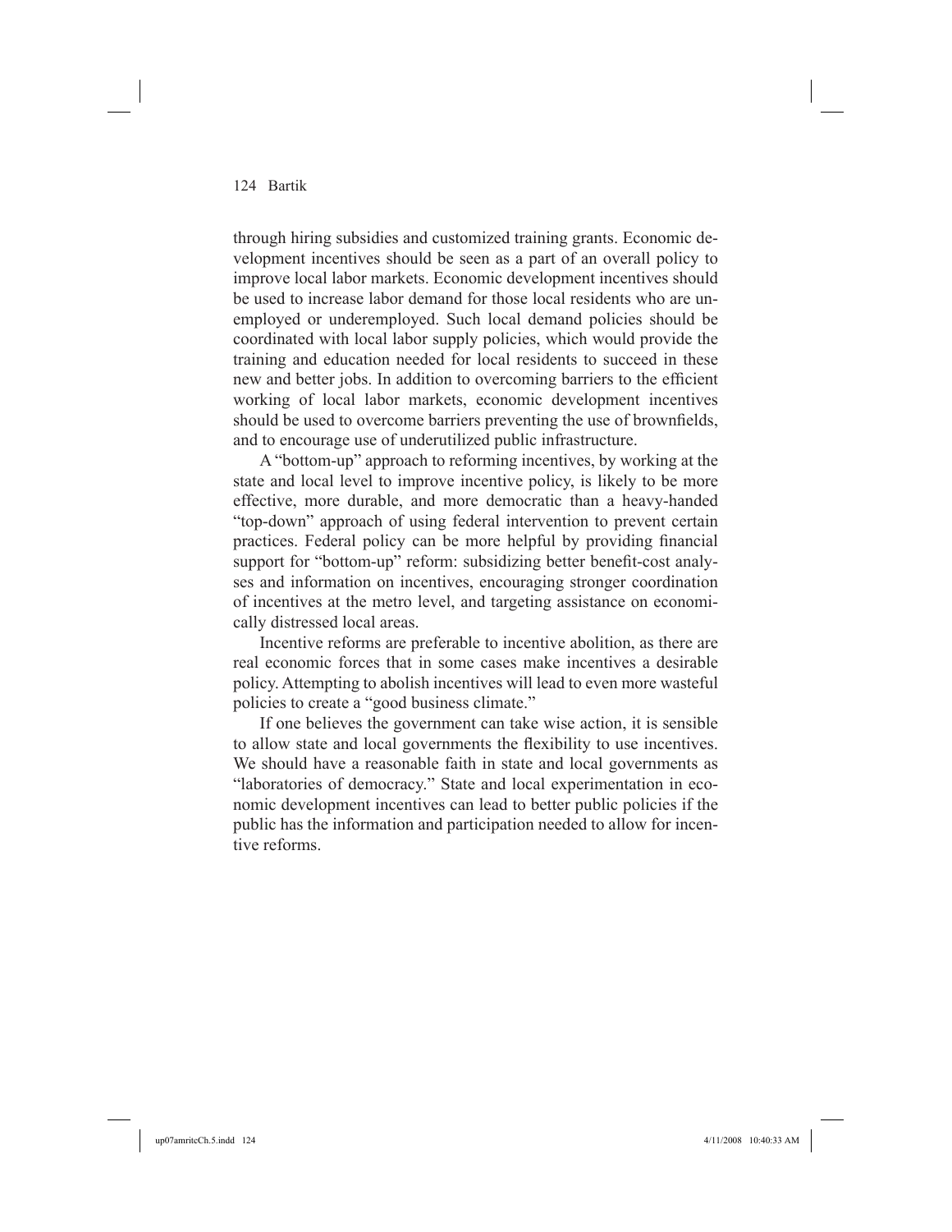through hiring subsidies and customized training grants. Economic development incentives should be seen as a part of an overall policy to improve local labor markets. Economic development incentives should be used to increase labor demand for those local residents who are unemployed or underemployed. Such local demand policies should be coordinated with local labor supply policies, which would provide the training and education needed for local residents to succeed in these new and better jobs. In addition to overcoming barriers to the efficient working of local labor markets, economic development incentives should be used to overcome barriers preventing the use of brownfields, and to encourage use of underutilized public infrastructure.

A "bottom-up" approach to reforming incentives, by working at the state and local level to improve incentive policy, is likely to be more effective, more durable, and more democratic than a heavy-handed "top-down" approach of using federal intervention to prevent certain practices. Federal policy can be more helpful by providing financial support for "bottom-up" reform: subsidizing better benefit-cost analyses and information on incentives, encouraging stronger coordination of incentives at the metro level, and targeting assistance on economically distressed local areas.

Incentive reforms are preferable to incentive abolition, as there are real economic forces that in some cases make incentives a desirable policy. Attempting to abolish incentives will lead to even more wasteful policies to create a "good business climate."

If one believes the government can take wise action, it is sensible to allow state and local governments the flexibility to use incentives. We should have a reasonable faith in state and local governments as "laboratories of democracy." State and local experimentation in economic development incentives can lead to better public policies if the public has the information and participation needed to allow for incentive reforms.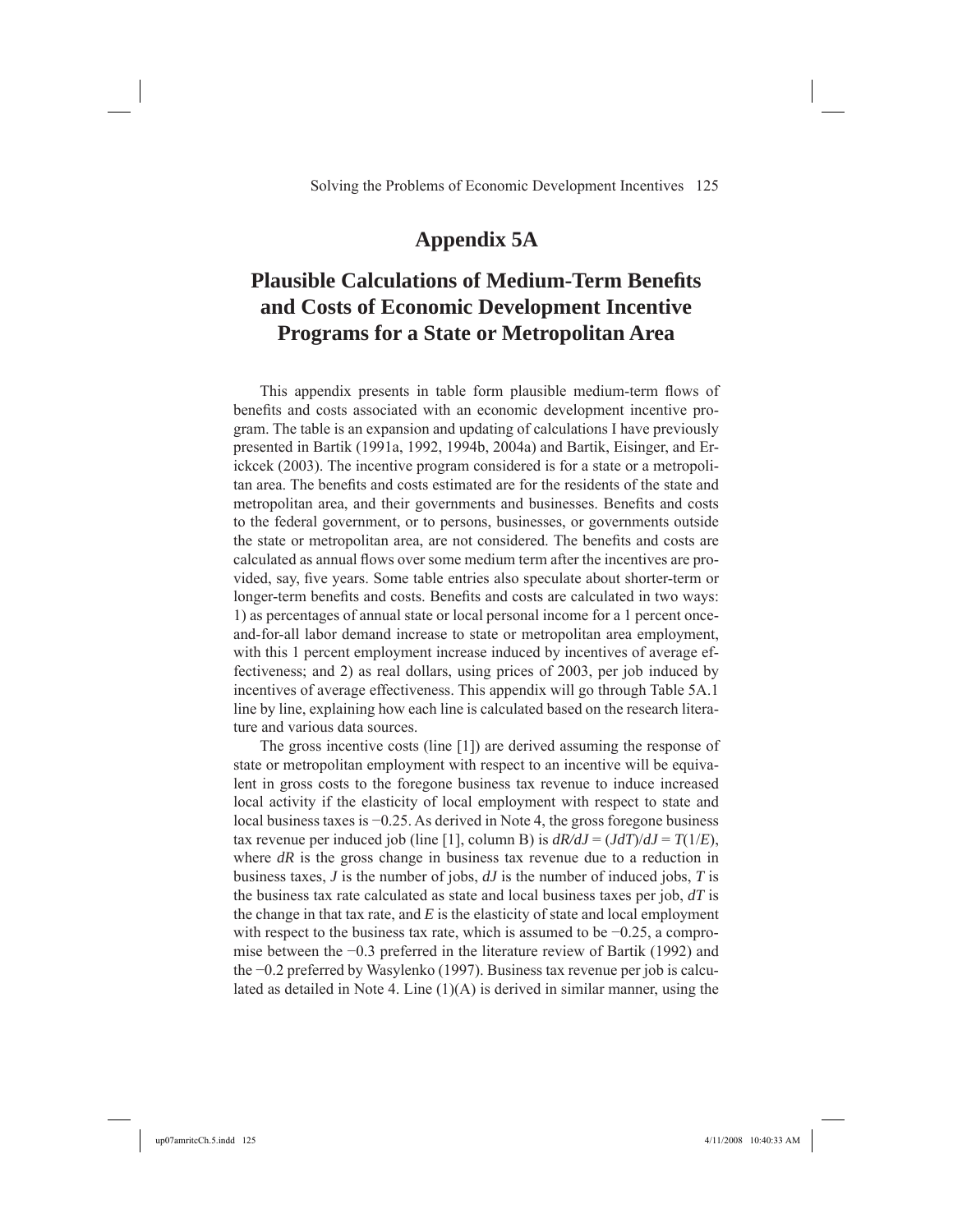# Appendix 5A

## Plausible Calculations of Medium-Term Benefits and Costs of Economic Development Incentive Programs for a State or Metropolitan Area

This appendix presents in table form plausible medium-term flows of benefits and costs associated with an economic development incentive program. The table is an expansion and updating of calculations I have previously presented in Bartik (1991a, 1992, 1994b, 2004a) and Bartik, Eisinger, and Erickcek (2003). The incentive program considered is for a state or a metropolitan area. The benefits and costs estimated are for the residents of the state and metropolitan area, and their governments and businesses. Benefits and costs to the federal government, or to persons, businesses, or governments outside the state or metropolitan area, are not considered. The benefits and costs are calculated as annual flows over some medium term after the incentives are provided, say, five years. Some table entries also speculate about shorter-term or longer-term benefits and costs. Benefits and costs are calculated in two ways: 1) as percentages of annual state or local personal income for a 1 percent once-and-for-all labor demand increase to state or metropolitan area employment, with this 1 percent employment increase induced by incentives of average effectiveness; and 2) as real dollars, using prices of 2003, per job induced by incentives of average effectiveness. This appendix will go through Table 5A.1 line by line, explaining how each line is calculated based on the research literature and various data sources.

The gross incentive costs (line [1]) are derived assuming the response of state or metropolitan employment with respect to an incentive will be equivalent in gross costs to the foregone business tax revenue to induce increased local activity if the elasticity of local employment with respect to state and local business taxes is −0.25. As derived in Note 4, the gross foregone business tax revenue per induced job (line [1], column B) is $dR/dJ = (JdT)/dJ = T(1/E)$, where $dR$ is the gross change in business tax revenue due to a reduction in business taxes, $J$ is the number of jobs, $dJ$ is the number of induced jobs, $T$ is the business tax rate calculated as state and local business taxes per job, $dT$ is the change in that tax rate, and $E$ is the elasticity of state and local employment with respect to the business tax rate, which is assumed to be −0.25, a compromise between the −0.3 preferred in the literature review of Bartik (1992) and the −0.2 preferred by Wasylenko (1997). Business tax revenue per job is calculated as detailed in Note 4. Line (1)(A) is derived in similar manner, using the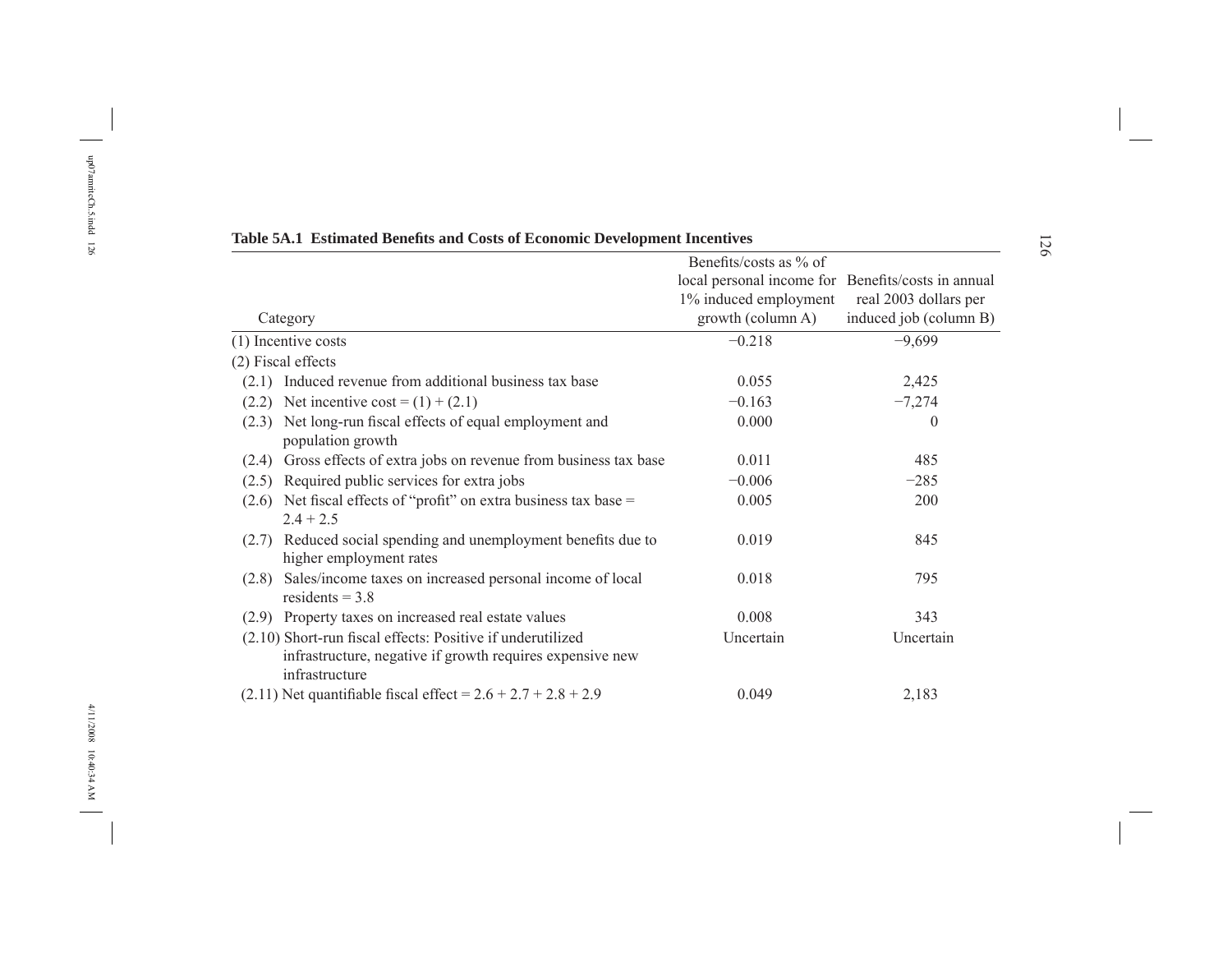**Table 5A.1 Estimated Benefits and Costs of Economic Development Incentives**

| Category | Benefits/costs as % of local personal income for 1% induced employment growth (column A) | Benefits/costs in annual real 2003 dollars per induced job (column B) |
|---|---|---|
| (1) Incentive costs | −0.218 | −9,699 |
| (2) Fiscal effects | | |
| (2.1) Induced revenue from additional business tax base | 0.055 | 2,425 |
| (2.2) Net incentive cost = (1) + (2.1) | −0.163 | −7,274 |
| (2.3) Net long-run fiscal effects of equal employment and population growth | 0.000 | 0 |
| (2.4) Gross effects of extra jobs on revenue from business tax base | 0.011 | 485 |
| (2.5) Required public services for extra jobs | −0.006 | −285 |
| (2.6) Net fiscal effects of "profit" on extra business tax base = 2.4 + 2.5 | 0.005 | 200 |
| (2.7) Reduced social spending and unemployment benefits due to higher employment rates | 0.019 | 845 |
| (2.8) Sales/income taxes on increased personal income of local residents = 3.8 | 0.018 | 795 |
| (2.9) Property taxes on increased real estate values | 0.008 | 343 |
| (2.10) Short-run fiscal effects: Positive if underutilized infrastructure, negative if growth requires expensive new infrastructure | Uncertain | Uncertain |
| (2.11) Net quantifiable fiscal effect = 2.6 + 2.7 + 2.8 + 2.9 | 0.049 | 2,183 |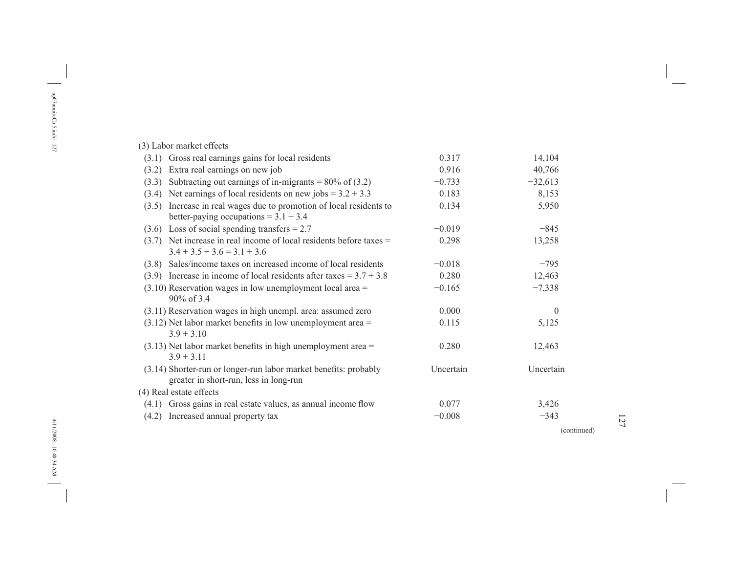| | | |
|---|---|---|
| (3) Labor market effects | | |
| (3.1) Gross real earnings gains for local residents | 0.317 | 14,104 |
| (3.2) Extra real earnings on new job | 0.916 | 40,766 |
| (3.3) Subtracting out earnings of in-migrants = 80% of (3.2) | −0.733 | −32,613 |
| (3.4) Net earnings of local residents on new jobs = 3.2 + 3.3 | 0.183 | 8,153 |
| (3.5) Increase in real wages due to promotion of local residents to better-paying occupations = 3.1 − 3.4 | 0.134 | 5,950 |
| (3.6) Loss of social spending transfers = 2.7 | −0.019 | −845 |
| (3.7) Net increase in real income of local residents before taxes = 3.4 + 3.5 + 3.6 = 3.1 + 3.6 | 0.298 | 13,258 |
| (3.8) Sales/income taxes on increased income of local residents | −0.018 | −795 |
| (3.9) Increase in income of local residents after taxes = 3.7 + 3.8 | 0.280 | 12,463 |
| (3.10) Reservation wages in low unemployment local area = 90% of 3.4 | −0.165 | −7,338 |
| (3.11) Reservation wages in high unempl. area: assumed zero | 0.000 | 0 |
| (3.12) Net labor market benefits in low unemployment area = 3.9 + 3.10 | 0.115 | 5,125 |
| (3.13) Net labor market benefits in high unemployment area = 3.9 + 3.11 | 0.280 | 12,463 |
| (3.14) Shorter-run or longer-run labor market benefits: probably greater in short-run, less in long-run | Uncertain | Uncertain |
| (4) Real estate effects | | |
| (4.1) Gross gains in real estate values, as annual income flow | 0.077 | 3,426 |
| (4.2) Increased annual property tax | −0.008 | −343 |

(continued)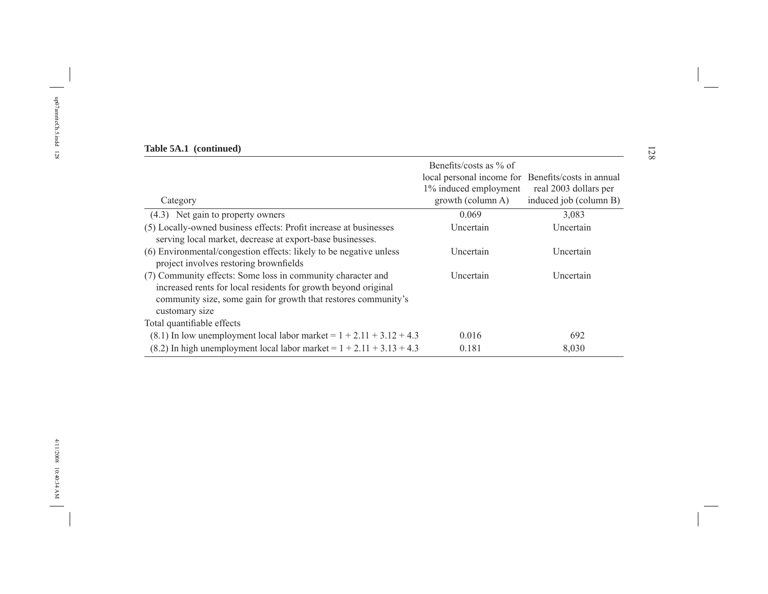**Table 5A.1 (continued)**

| Category | Benefits/costs as % of local personal income for 1% induced employment growth (column A) | Benefits/costs in annual real 2003 dollars per induced job (column B) |
|---|---|---|
| (4.3) Net gain to property owners | 0.069 | 3,083 |
| (5) Locally-owned business effects: Profit increase at businesses serving local market, decrease at export-base businesses. | Uncertain | Uncertain |
| (6) Environmental/congestion effects: likely to be negative unless project involves restoring brownfields | Uncertain | Uncertain |
| (7) Community effects: Some loss in community character and increased rents for local residents for growth beyond original community size, some gain for growth that restores community's customary size | Uncertain | Uncertain |
| Total quantifiable effects | | |
| (8.1) In low unemployment local labor market = 1 + 2.11 + 3.12 + 4.3 | 0.016 | 692 |
| (8.2) In high unemployment local labor market = 1 + 2.11 + 3.13 + 4.3 | 0.181 | 8,030 |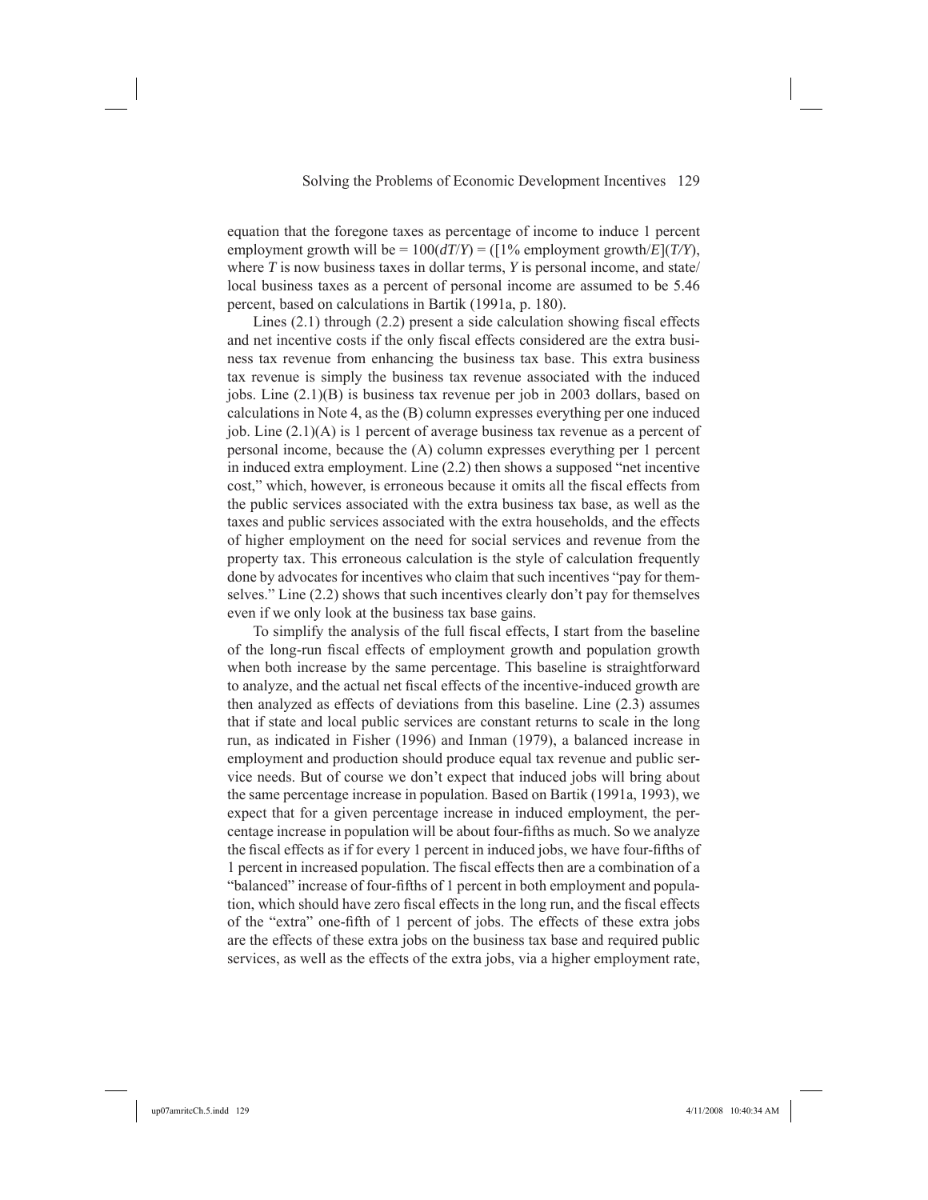equation that the foregone taxes as percentage of income to induce 1 percent employment growth will be = $100(dT/Y)$ = ([1% employment growth/$E$]($T/Y$), where $T$ is now business taxes in dollar terms, $Y$ is personal income, and state/local business taxes as a percent of personal income are assumed to be 5.46 percent, based on calculations in Bartik (1991a, p. 180).

Lines (2.1) through (2.2) present a side calculation showing fiscal effects and net incentive costs if the only fiscal effects considered are the extra business tax revenue from enhancing the business tax base. This extra business tax revenue is simply the business tax revenue associated with the induced jobs. Line (2.1)(B) is business tax revenue per job in 2003 dollars, based on calculations in Note 4, as the (B) column expresses everything per one induced job. Line (2.1)(A) is 1 percent of average business tax revenue as a percent of personal income, because the (A) column expresses everything per 1 percent in induced extra employment. Line (2.2) then shows a supposed "net incentive cost," which, however, is erroneous because it omits all the fiscal effects from the public services associated with the extra business tax base, as well as the taxes and public services associated with the extra households, and the effects of higher employment on the need for social services and revenue from the property tax. This erroneous calculation is the style of calculation frequently done by advocates for incentives who claim that such incentives "pay for themselves." Line (2.2) shows that such incentives clearly don't pay for themselves even if we only look at the business tax base gains.

To simplify the analysis of the full fiscal effects, I start from the baseline of the long-run fiscal effects of employment growth and population growth when both increase by the same percentage. This baseline is straightforward to analyze, and the actual net fiscal effects of the incentive-induced growth are then analyzed as effects of deviations from this baseline. Line (2.3) assumes that if state and local public services are constant returns to scale in the long run, as indicated in Fisher (1996) and Inman (1979), a balanced increase in employment and production should produce equal tax revenue and public service needs. But of course we don't expect that induced jobs will bring about the same percentage increase in population. Based on Bartik (1991a, 1993), we expect that for a given percentage increase in induced employment, the percentage increase in population will be about four-fifths as much. So we analyze the fiscal effects as if for every 1 percent in induced jobs, we have four-fifths of 1 percent in increased population. The fiscal effects then are a combination of a "balanced" increase of four-fifths of 1 percent in both employment and population, which should have zero fiscal effects in the long run, and the fiscal effects of the "extra" one-fifth of 1 percent of jobs. The effects of these extra jobs are the effects of these extra jobs on the business tax base and required public services, as well as the effects of the extra jobs, via a higher employment rate,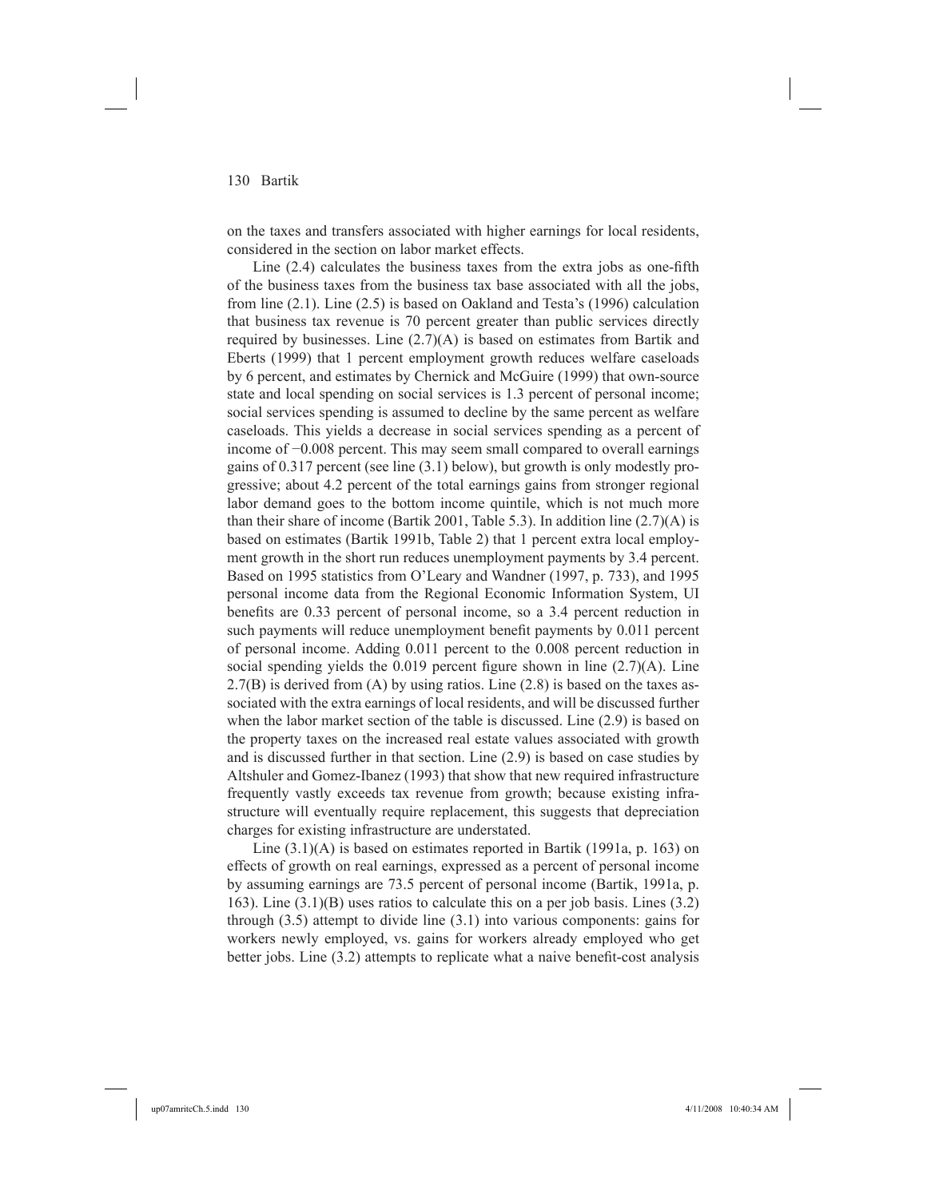on the taxes and transfers associated with higher earnings for local residents, considered in the section on labor market effects.

Line (2.4) calculates the business taxes from the extra jobs as one-fifth of the business taxes from the business tax base associated with all the jobs, from line (2.1). Line (2.5) is based on Oakland and Testa's (1996) calculation that business tax revenue is 70 percent greater than public services directly required by businesses. Line (2.7)(A) is based on estimates from Bartik and Eberts (1999) that 1 percent employment growth reduces welfare caseloads by 6 percent, and estimates by Chernick and McGuire (1999) that own-source state and local spending on social services is 1.3 percent of personal income; social services spending is assumed to decline by the same percent as welfare caseloads. This yields a decrease in social services spending as a percent of income of −0.008 percent. This may seem small compared to overall earnings gains of 0.317 percent (see line (3.1) below), but growth is only modestly progressive; about 4.2 percent of the total earnings gains from stronger regional labor demand goes to the bottom income quintile, which is not much more than their share of income (Bartik 2001, Table 5.3). In addition line (2.7)(A) is based on estimates (Bartik 1991b, Table 2) that 1 percent extra local employment growth in the short run reduces unemployment payments by 3.4 percent. Based on 1995 statistics from O'Leary and Wandner (1997, p. 733), and 1995 personal income data from the Regional Economic Information System, UI benefits are 0.33 percent of personal income, so a 3.4 percent reduction in such payments will reduce unemployment benefit payments by 0.011 percent of personal income. Adding 0.011 percent to the 0.008 percent reduction in social spending yields the 0.019 percent figure shown in line (2.7)(A). Line 2.7(B) is derived from (A) by using ratios. Line (2.8) is based on the taxes associated with the extra earnings of local residents, and will be discussed further when the labor market section of the table is discussed. Line (2.9) is based on the property taxes on the increased real estate values associated with growth and is discussed further in that section. Line (2.9) is based on case studies by Altshuler and Gomez-Ibanez (1993) that show that new required infrastructure frequently vastly exceeds tax revenue from growth; because existing infrastructure will eventually require replacement, this suggests that depreciation charges for existing infrastructure are understated.

Line (3.1)(A) is based on estimates reported in Bartik (1991a, p. 163) on effects of growth on real earnings, expressed as a percent of personal income by assuming earnings are 73.5 percent of personal income (Bartik, 1991a, p. 163). Line (3.1)(B) uses ratios to calculate this on a per job basis. Lines (3.2) through (3.5) attempt to divide line (3.1) into various components: gains for workers newly employed, vs. gains for workers already employed who get better jobs. Line (3.2) attempts to replicate what a naive benefit-cost analysis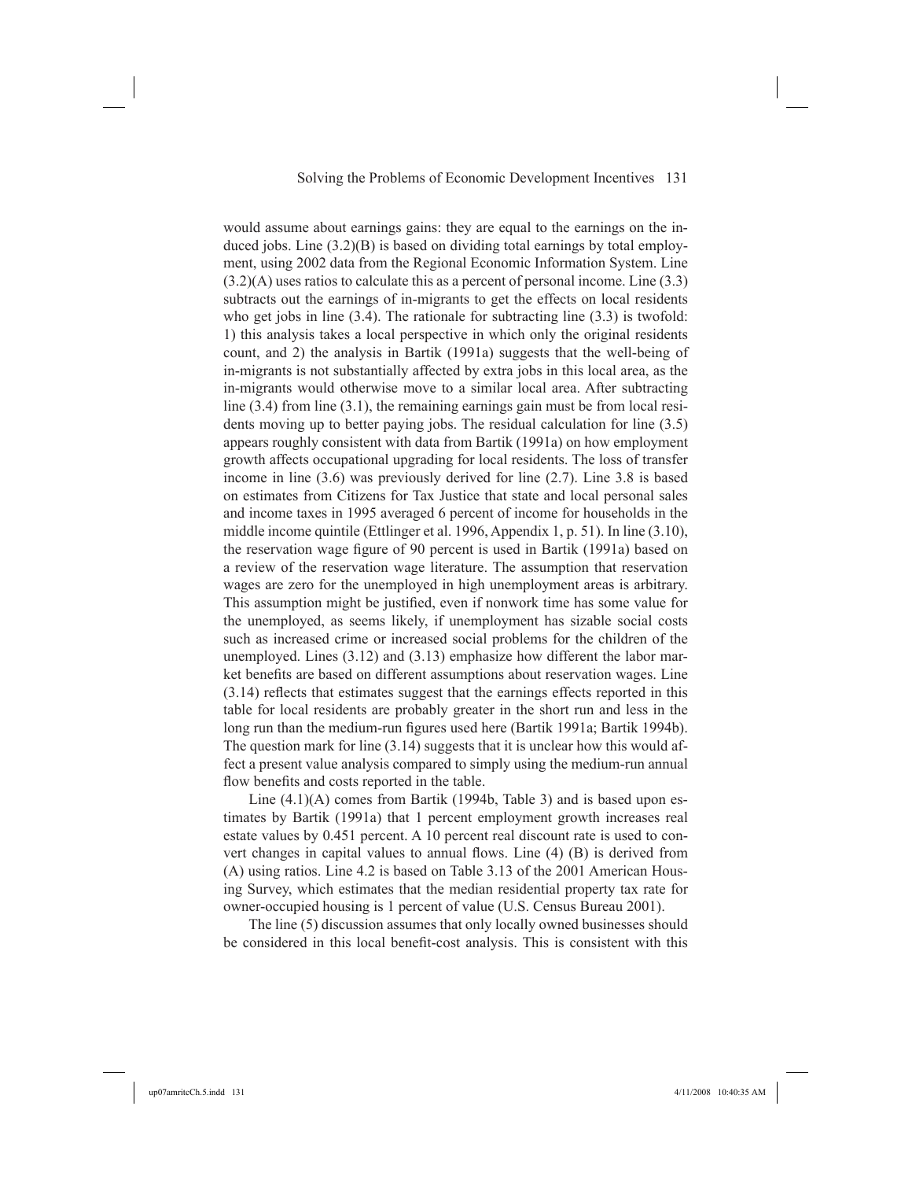would assume about earnings gains: they are equal to the earnings on the induced jobs. Line (3.2)(B) is based on dividing total earnings by total employment, using 2002 data from the Regional Economic Information System. Line (3.2)(A) uses ratios to calculate this as a percent of personal income. Line (3.3) subtracts out the earnings of in-migrants to get the effects on local residents who get jobs in line (3.4). The rationale for subtracting line (3.3) is twofold: 1) this analysis takes a local perspective in which only the original residents count, and 2) the analysis in Bartik (1991a) suggests that the well-being of in-migrants is not substantially affected by extra jobs in this local area, as the in-migrants would otherwise move to a similar local area. After subtracting line (3.4) from line (3.1), the remaining earnings gain must be from local residents moving up to better paying jobs. The residual calculation for line (3.5) appears roughly consistent with data from Bartik (1991a) on how employment growth affects occupational upgrading for local residents. The loss of transfer income in line (3.6) was previously derived for line (2.7). Line 3.8 is based on estimates from Citizens for Tax Justice that state and local personal sales and income taxes in 1995 averaged 6 percent of income for households in the middle income quintile (Ettlinger et al. 1996, Appendix 1, p. 51). In line (3.10), the reservation wage figure of 90 percent is used in Bartik (1991a) based on a review of the reservation wage literature. The assumption that reservation wages are zero for the unemployed in high unemployment areas is arbitrary. This assumption might be justified, even if nonwork time has some value for the unemployed, as seems likely, if unemployment has sizable social costs such as increased crime or increased social problems for the children of the unemployed. Lines (3.12) and (3.13) emphasize how different the labor market benefits are based on different assumptions about reservation wages. Line (3.14) reflects that estimates suggest that the earnings effects reported in this table for local residents are probably greater in the short run and less in the long run than the medium-run figures used here (Bartik 1991a; Bartik 1994b). The question mark for line (3.14) suggests that it is unclear how this would affect a present value analysis compared to simply using the medium-run annual flow benefits and costs reported in the table.

Line (4.1)(A) comes from Bartik (1994b, Table 3) and is based upon estimates by Bartik (1991a) that 1 percent employment growth increases real estate values by 0.451 percent. A 10 percent real discount rate is used to convert changes in capital values to annual flows. Line (4) (B) is derived from (A) using ratios. Line 4.2 is based on Table 3.13 of the 2001 American Housing Survey, which estimates that the median residential property tax rate for owner-occupied housing is 1 percent of value (U.S. Census Bureau 2001).

The line (5) discussion assumes that only locally owned businesses should be considered in this local benefit-cost analysis. This is consistent with this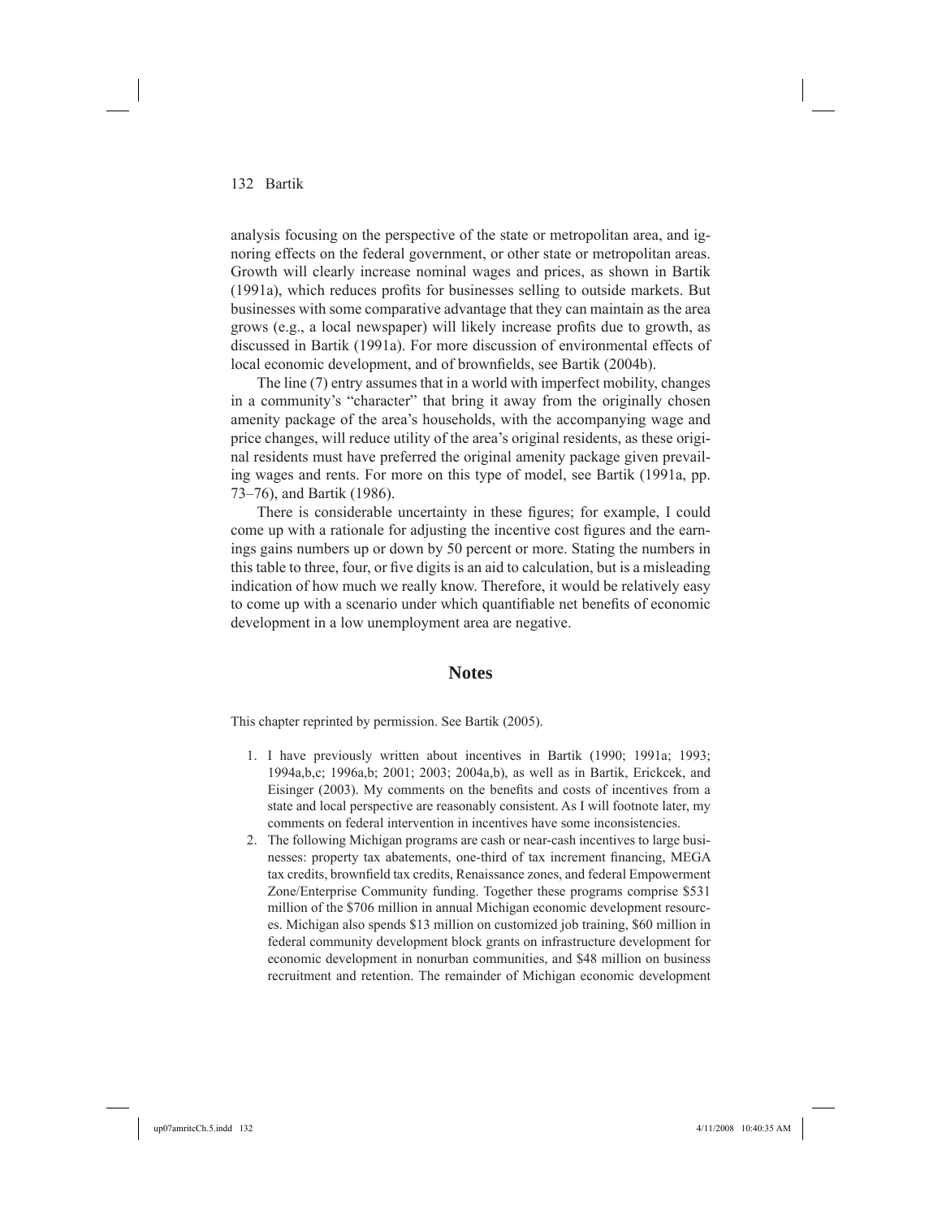analysis focusing on the perspective of the state or metropolitan area, and ignoring effects on the federal government, or other state or metropolitan areas. Growth will clearly increase nominal wages and prices, as shown in Bartik (1991a), which reduces profits for businesses selling to outside markets. But businesses with some comparative advantage that they can maintain as the area grows (e.g., a local newspaper) will likely increase profits due to growth, as discussed in Bartik (1991a). For more discussion of environmental effects of local economic development, and of brownfields, see Bartik (2004b).

The line (7) entry assumes that in a world with imperfect mobility, changes in a community's "character" that bring it away from the originally chosen amenity package of the area's households, with the accompanying wage and price changes, will reduce utility of the area's original residents, as these original residents must have preferred the original amenity package given prevailing wages and rents. For more on this type of model, see Bartik (1991a, pp. 73–76), and Bartik (1986).

There is considerable uncertainty in these figures; for example, I could come up with a rationale for adjusting the incentive cost figures and the earnings gains numbers up or down by 50 percent or more. Stating the numbers in this table to three, four, or five digits is an aid to calculation, but is a misleading indication of how much we really know. Therefore, it would be relatively easy to come up with a scenario under which quantifiable net benefits of economic development in a low unemployment area are negative.

## Notes

This chapter reprinted by permission. See Bartik (2005).

1. I have previously written about incentives in Bartik (1990; 1991a; 1993; 1994a,b,c; 1996a,b; 2001; 2003; 2004a,b), as well as in Bartik, Erickcek, and Eisinger (2003). My comments on the benefits and costs of incentives from a state and local perspective are reasonably consistent. As I will footnote later, my comments on federal intervention in incentives have some inconsistencies.
2. The following Michigan programs are cash or near-cash incentives to large businesses: property tax abatements, one-third of tax increment financing, MEGA tax credits, brownfield tax credits, Renaissance zones, and federal Empowerment Zone/Enterprise Community funding. Together these programs comprise $531 million of the $706 million in annual Michigan economic development resources. Michigan also spends $13 million on customized job training, $60 million in federal community development block grants on infrastructure development for economic development in nonurban communities, and $48 million on business recruitment and retention. The remainder of Michigan economic development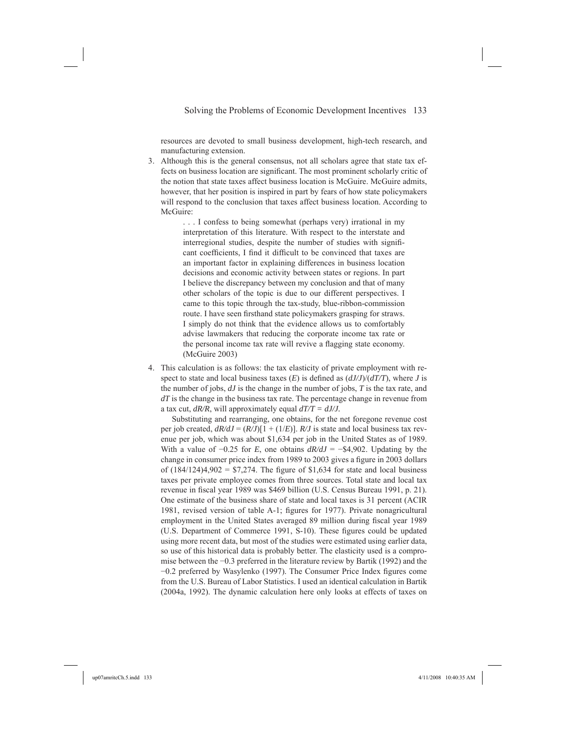resources are devoted to small business development, high-tech research, and manufacturing extension.

3. Although this is the general consensus, not all scholars agree that state tax effects on business location are significant. The most prominent scholarly critic of the notion that state taxes affect business location is McGuire. McGuire admits, however, that her position is inspired in part by fears of how state policymakers will respond to the conclusion that taxes affect business location. According to McGuire:

   > . . . I confess to being somewhat (perhaps very) irrational in my interpretation of this literature. With respect to the interstate and interregional studies, despite the number of studies with significant coefficients, I find it difficult to be convinced that taxes are an important factor in explaining differences in business location decisions and economic activity between states or regions. In part I believe the discrepancy between my conclusion and that of many other scholars of the topic is due to our different perspectives. I came to this topic through the tax-study, blue-ribbon-commission route. I have seen firsthand state policymakers grasping for straws. I simply do not think that the evidence allows us to comfortably advise lawmakers that reducing the corporate income tax rate or the personal income tax rate will revive a flagging state economy. (McGuire 2003)

4. This calculation is as follows: the tax elasticity of private employment with respect to state and local business taxes ($E$) is defined as $(dJ/J)/(dT/T)$, where $J$ is the number of jobs, $dJ$ is the change in the number of jobs, $T$ is the tax rate, and $dT$ is the change in the business tax rate. The percentage change in revenue from a tax cut, $dR/R$, will approximately equal $dT/T = dJ/J$.

   Substituting and rearranging, one obtains, for the net foregone revenue cost per job created, $dR/dJ = (R/J)[1 + (1/E)]$. $R/J$ is state and local business tax revenue per job, which was about \$1,634 per job in the United States as of 1989. With a value of −0.25 for $E$, one obtains $dR/dJ = -\$4{,}902$. Updating by the change in consumer price index from 1989 to 2003 gives a figure in 2003 dollars of $(184/124)4{,}902 = \$7{,}274$. The figure of \$1,634 for state and local business taxes per private employee comes from three sources. Total state and local tax revenue in fiscal year 1989 was \$469 billion (U.S. Census Bureau 1991, p. 21). One estimate of the business share of state and local taxes is 31 percent (ACIR 1981, revised version of table A-1; figures for 1977). Private nonagricultural employment in the United States averaged 89 million during fiscal year 1989 (U.S. Department of Commerce 1991, S-10). These figures could be updated using more recent data, but most of the studies were estimated using earlier data, so use of this historical data is probably better. The elasticity used is a compromise between the −0.3 preferred in the literature review by Bartik (1992) and the −0.2 preferred by Wasylenko (1997). The Consumer Price Index figures come from the U.S. Bureau of Labor Statistics. I used an identical calculation in Bartik (2004a, 1992). The dynamic calculation here only looks at effects of taxes on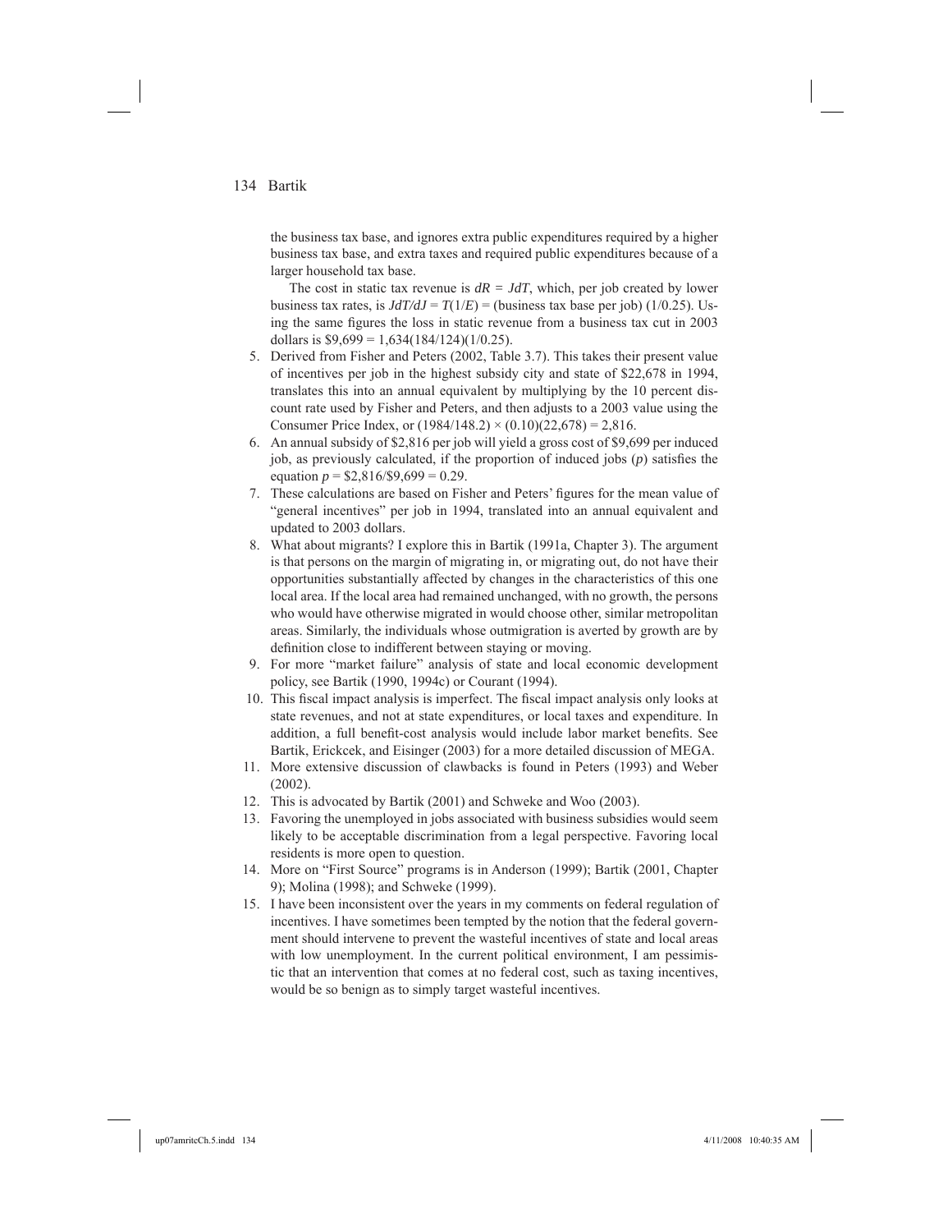the business tax base, and ignores extra public expenditures required by a higher business tax base, and extra taxes and required public expenditures because of a larger household tax base.

The cost in static tax revenue is $dR = JdT$, which, per job created by lower business tax rates, is $JdT/dJ = T(1/E)$ = (business tax base per job) (1/0.25). Using the same figures the loss in static revenue from a business tax cut in 2003 dollars is \$9,699 = 1,634(184/124)(1/0.25).

5. Derived from Fisher and Peters (2002, Table 3.7). This takes their present value of incentives per job in the highest subsidy city and state of \$22,678 in 1994, translates this into an annual equivalent by multiplying by the 10 percent discount rate used by Fisher and Peters, and then adjusts to a 2003 value using the Consumer Price Index, or $(1984/148.2) \times (0.10)(22{,}678) = 2{,}816$.
6. An annual subsidy of \$2,816 per job will yield a gross cost of \$9,699 per induced job, as previously calculated, if the proportion of induced jobs ($p$) satisfies the equation $p = \$2{,}816/\$9{,}699 = 0.29$.
7. These calculations are based on Fisher and Peters' figures for the mean value of "general incentives" per job in 1994, translated into an annual equivalent and updated to 2003 dollars.
8. What about migrants? I explore this in Bartik (1991a, Chapter 3). The argument is that persons on the margin of migrating in, or migrating out, do not have their opportunities substantially affected by changes in the characteristics of this one local area. If the local area had remained unchanged, with no growth, the persons who would have otherwise migrated in would choose other, similar metropolitan areas. Similarly, the individuals whose outmigration is averted by growth are by definition close to indifferent between staying or moving.
9. For more "market failure" analysis of state and local economic development policy, see Bartik (1990, 1994c) or Courant (1994).
10. This fiscal impact analysis is imperfect. The fiscal impact analysis only looks at state revenues, and not at state expenditures, or local taxes and expenditure. In addition, a full benefit-cost analysis would include labor market benefits. See Bartik, Erickcek, and Eisinger (2003) for a more detailed discussion of MEGA.
11. More extensive discussion of clawbacks is found in Peters (1993) and Weber (2002).
12. This is advocated by Bartik (2001) and Schweke and Woo (2003).
13. Favoring the unemployed in jobs associated with business subsidies would seem likely to be acceptable discrimination from a legal perspective. Favoring local residents is more open to question.
14. More on "First Source" programs is in Anderson (1999); Bartik (2001, Chapter 9); Molina (1998); and Schweke (1999).
15. I have been inconsistent over the years in my comments on federal regulation of incentives. I have sometimes been tempted by the notion that the federal government should intervene to prevent the wasteful incentives of state and local areas with low unemployment. In the current political environment, I am pessimistic that an intervention that comes at no federal cost, such as taxing incentives, would be so benign as to simply target wasteful incentives.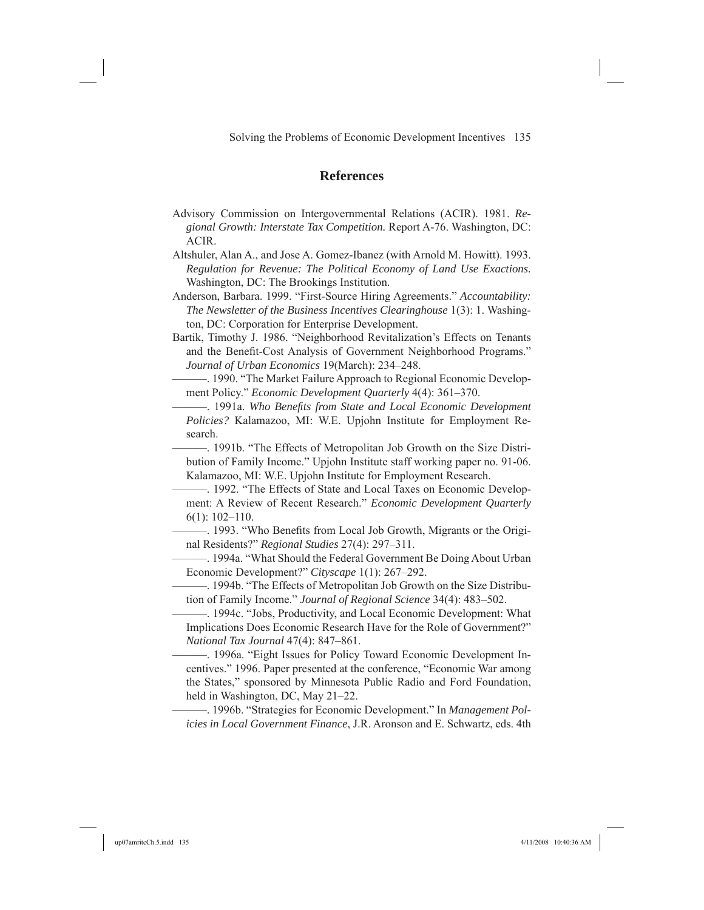## References

Advisory Commission on Intergovernmental Relations (ACIR). 1981. *Regional Growth: Interstate Tax Competition.* Report A-76. Washington, DC: ACIR.

Altshuler, Alan A., and Jose A. Gomez-Ibanez (with Arnold M. Howitt). 1993. *Regulation for Revenue: The Political Economy of Land Use Exactions.* Washington, DC: The Brookings Institution.

Anderson, Barbara. 1999. "First-Source Hiring Agreements." *Accountability: The Newsletter of the Business Incentives Clearinghouse* 1(3): 1. Washington, DC: Corporation for Enterprise Development.

Bartik, Timothy J. 1986. "Neighborhood Revitalization's Effects on Tenants and the Benefit-Cost Analysis of Government Neighborhood Programs." *Journal of Urban Economics* 19(March): 234–248.

———. 1990. "The Market Failure Approach to Regional Economic Development Policy." *Economic Development Quarterly* 4(4): 361–370.

———. 1991a. *Who Benefits from State and Local Economic Development Policies?* Kalamazoo, MI: W.E. Upjohn Institute for Employment Research.

———. 1991b. "The Effects of Metropolitan Job Growth on the Size Distribution of Family Income." Upjohn Institute staff working paper no. 91-06. Kalamazoo, MI: W.E. Upjohn Institute for Employment Research.

———. 1992. "The Effects of State and Local Taxes on Economic Development: A Review of Recent Research." *Economic Development Quarterly* 6(1): 102–110.

———. 1993. "Who Benefits from Local Job Growth, Migrants or the Original Residents?" *Regional Studies* 27(4): 297–311.

———. 1994a. "What Should the Federal Government Be Doing About Urban Economic Development?" *Cityscape* 1(1): 267–292.

———. 1994b. "The Effects of Metropolitan Job Growth on the Size Distribution of Family Income." *Journal of Regional Science* 34(4): 483–502.

———. 1994c. "Jobs, Productivity, and Local Economic Development: What Implications Does Economic Research Have for the Role of Government?" *National Tax Journal* 47(4): 847–861.

———. 1996a. "Eight Issues for Policy Toward Economic Development Incentives." 1996. Paper presented at the conference, "Economic War among the States," sponsored by Minnesota Public Radio and Ford Foundation, held in Washington, DC, May 21–22.

———. 1996b. "Strategies for Economic Development." In *Management Policies in Local Government Finance*, J.R. Aronson and E. Schwartz, eds. 4th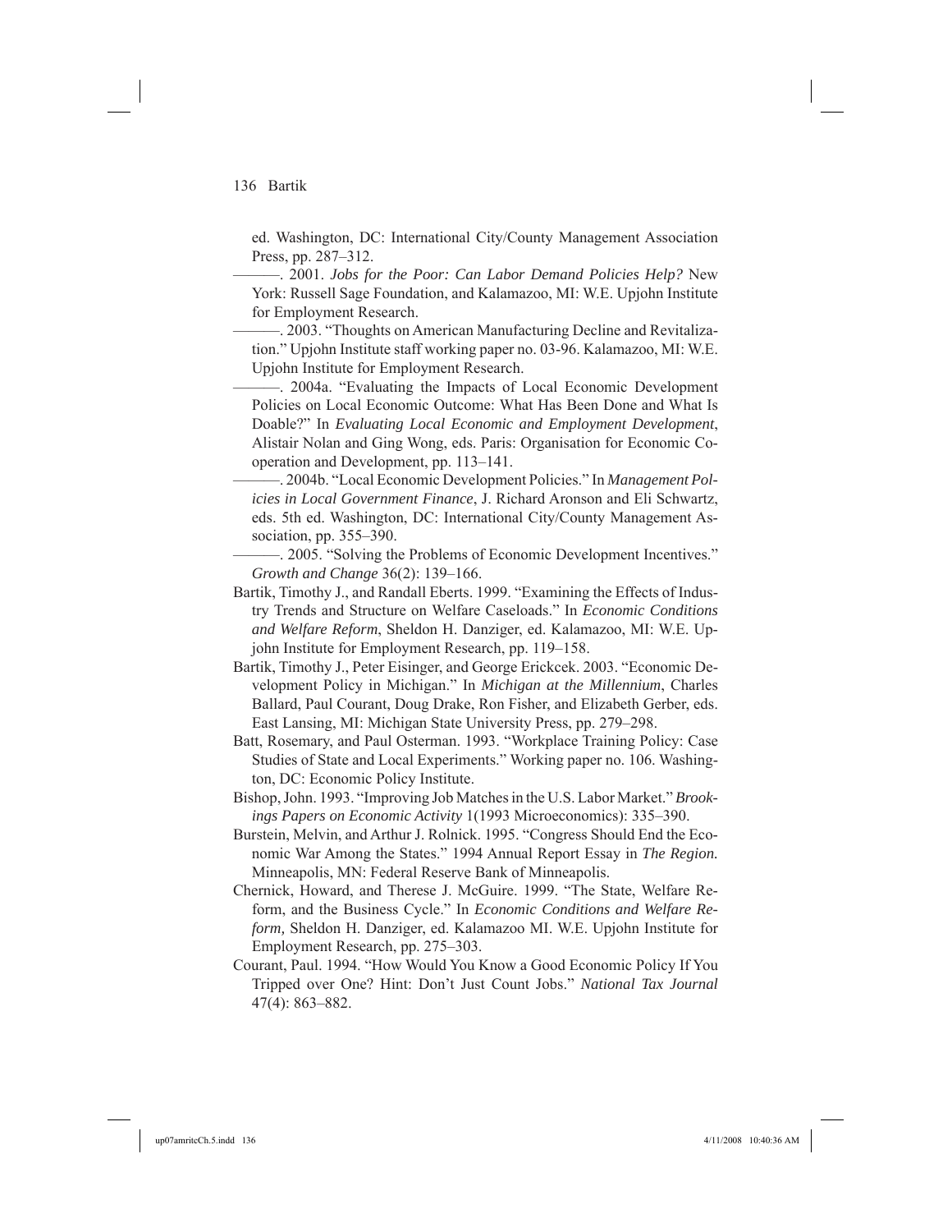ed. Washington, DC: International City/County Management Association Press, pp. 287–312.

———. 2001. *Jobs for the Poor: Can Labor Demand Policies Help?* New York: Russell Sage Foundation, and Kalamazoo, MI: W.E. Upjohn Institute for Employment Research.

———. 2003. "Thoughts on American Manufacturing Decline and Revitalization." Upjohn Institute staff working paper no. 03-96. Kalamazoo, MI: W.E. Upjohn Institute for Employment Research.

———. 2004a. "Evaluating the Impacts of Local Economic Development Policies on Local Economic Outcome: What Has Been Done and What Is Doable?" In *Evaluating Local Economic and Employment Development*, Alistair Nolan and Ging Wong, eds. Paris: Organisation for Economic Cooperation and Development, pp. 113–141.

———. 2004b. "Local Economic Development Policies." In *Management Policies in Local Government Finance*, J. Richard Aronson and Eli Schwartz, eds. 5th ed. Washington, DC: International City/County Management Association, pp. 355–390.

———. 2005. "Solving the Problems of Economic Development Incentives." *Growth and Change* 36(2): 139–166.

Bartik, Timothy J., and Randall Eberts. 1999. "Examining the Effects of Industry Trends and Structure on Welfare Caseloads." In *Economic Conditions and Welfare Reform*, Sheldon H. Danziger, ed. Kalamazoo, MI: W.E. Upjohn Institute for Employment Research, pp. 119–158.

Bartik, Timothy J., Peter Eisinger, and George Erickcek. 2003. "Economic Development Policy in Michigan." In *Michigan at the Millennium*, Charles Ballard, Paul Courant, Doug Drake, Ron Fisher, and Elizabeth Gerber, eds. East Lansing, MI: Michigan State University Press, pp. 279–298.

Batt, Rosemary, and Paul Osterman. 1993. "Workplace Training Policy: Case Studies of State and Local Experiments." Working paper no. 106. Washington, DC: Economic Policy Institute.

Bishop, John. 1993. "Improving Job Matches in the U.S. Labor Market." *Brookings Papers on Economic Activity* 1(1993 Microeconomics): 335–390.

Burstein, Melvin, and Arthur J. Rolnick. 1995. "Congress Should End the Economic War Among the States." 1994 Annual Report Essay in *The Region.* Minneapolis, MN: Federal Reserve Bank of Minneapolis.

Chernick, Howard, and Therese J. McGuire. 1999. "The State, Welfare Reform, and the Business Cycle." In *Economic Conditions and Welfare Reform,* Sheldon H. Danziger, ed. Kalamazoo MI. W.E. Upjohn Institute for Employment Research, pp. 275–303.

Courant, Paul. 1994. "How Would You Know a Good Economic Policy If You Tripped over One? Hint: Don't Just Count Jobs." *National Tax Journal* 47(4): 863–882.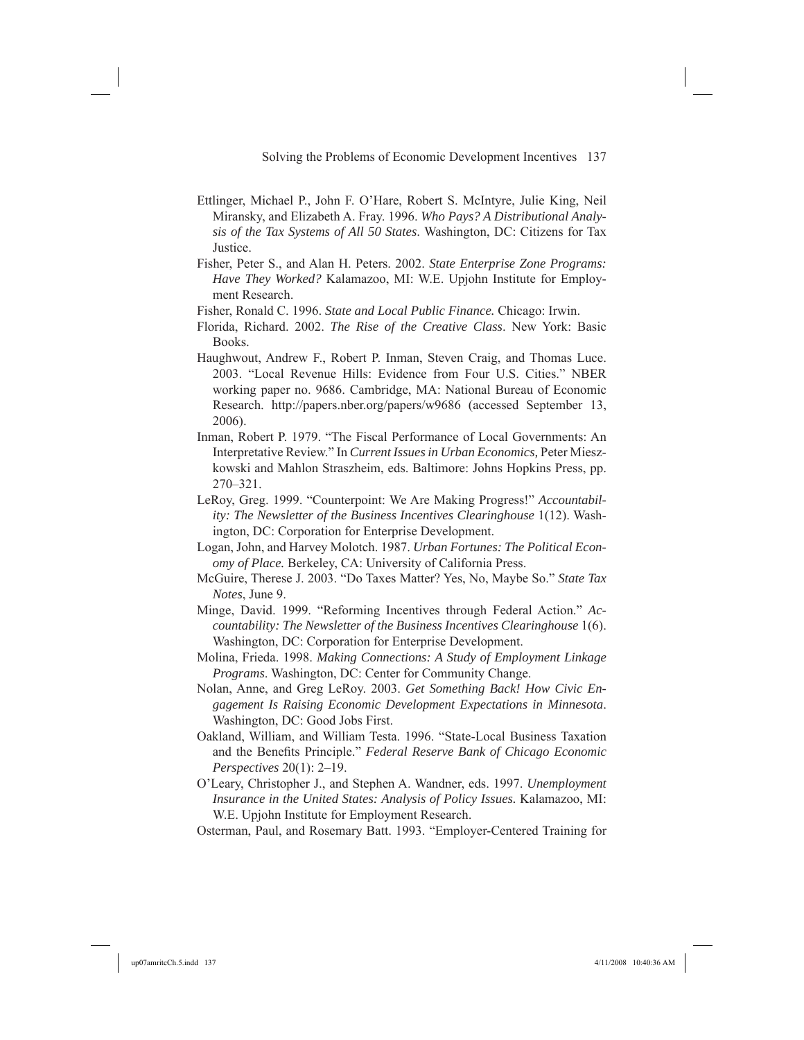Ettlinger, Michael P., John F. O'Hare, Robert S. McIntyre, Julie King, Neil Miransky, and Elizabeth A. Fray. 1996. *Who Pays? A Distributional Analysis of the Tax Systems of All 50 States*. Washington, DC: Citizens for Tax Justice.

Fisher, Peter S., and Alan H. Peters. 2002. *State Enterprise Zone Programs: Have They Worked?* Kalamazoo, MI: W.E. Upjohn Institute for Employment Research.

Fisher, Ronald C. 1996. *State and Local Public Finance.* Chicago: Irwin.

Florida, Richard. 2002. *The Rise of the Creative Class*. New York: Basic Books.

Haughwout, Andrew F., Robert P. Inman, Steven Craig, and Thomas Luce. 2003. "Local Revenue Hills: Evidence from Four U.S. Cities." NBER working paper no. 9686. Cambridge, MA: National Bureau of Economic Research. http://papers.nber.org/papers/w9686 (accessed September 13, 2006).

Inman, Robert P. 1979. "The Fiscal Performance of Local Governments: An Interpretative Review." In *Current Issues in Urban Economics,* Peter Mieszkowski and Mahlon Straszheim, eds. Baltimore: Johns Hopkins Press, pp. 270–321.

LeRoy, Greg. 1999. "Counterpoint: We Are Making Progress!" *Accountability: The Newsletter of the Business Incentives Clearinghouse* 1(12). Washington, DC: Corporation for Enterprise Development.

Logan, John, and Harvey Molotch. 1987. *Urban Fortunes: The Political Economy of Place.* Berkeley, CA: University of California Press.

McGuire, Therese J. 2003. "Do Taxes Matter? Yes, No, Maybe So." *State Tax Notes*, June 9.

Minge, David. 1999. "Reforming Incentives through Federal Action." *Accountability: The Newsletter of the Business Incentives Clearinghouse* 1(6). Washington, DC: Corporation for Enterprise Development.

Molina, Frieda. 1998. *Making Connections: A Study of Employment Linkage Programs*. Washington, DC: Center for Community Change.

Nolan, Anne, and Greg LeRoy. 2003. *Get Something Back! How Civic Engagement Is Raising Economic Development Expectations in Minnesota*. Washington, DC: Good Jobs First.

Oakland, William, and William Testa. 1996. "State-Local Business Taxation and the Benefits Principle." *Federal Reserve Bank of Chicago Economic Perspectives* 20(1): 2–19.

O'Leary, Christopher J., and Stephen A. Wandner, eds. 1997. *Unemployment Insurance in the United States: Analysis of Policy Issues.* Kalamazoo, MI: W.E. Upjohn Institute for Employment Research.

Osterman, Paul, and Rosemary Batt. 1993. "Employer-Centered Training for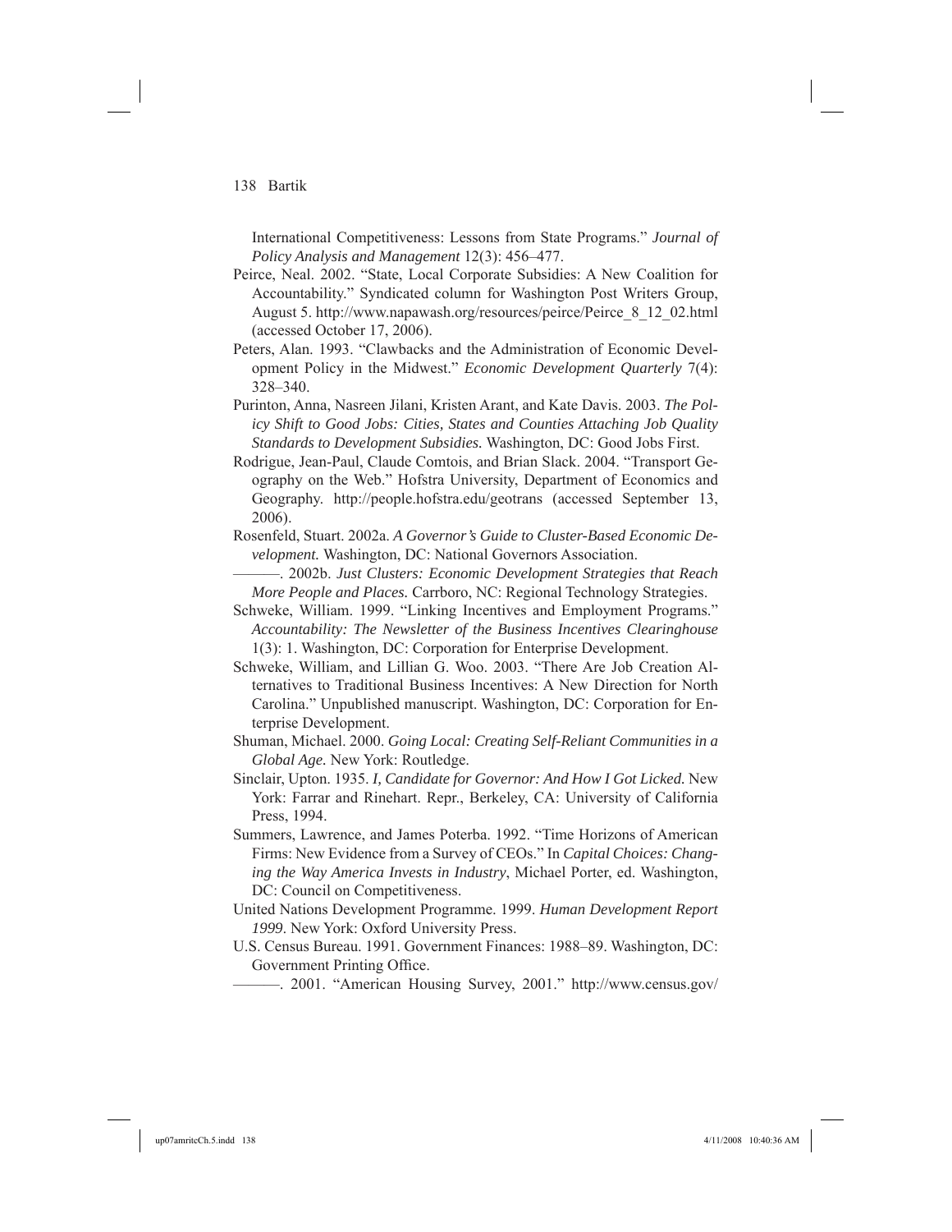International Competitiveness: Lessons from State Programs." *Journal of Policy Analysis and Management* 12(3): 456–477.

Peirce, Neal. 2002. "State, Local Corporate Subsidies: A New Coalition for Accountability." Syndicated column for Washington Post Writers Group, August 5. http://www.napawash.org/resources/peirce/Peirce_8_12_02.html (accessed October 17, 2006).

Peters, Alan. 1993. "Clawbacks and the Administration of Economic Development Policy in the Midwest." *Economic Development Quarterly* 7(4): 328–340.

Purinton, Anna, Nasreen Jilani, Kristen Arant, and Kate Davis. 2003. *The Policy Shift to Good Jobs: Cities, States and Counties Attaching Job Quality Standards to Development Subsidies.* Washington, DC: Good Jobs First.

Rodrigue, Jean-Paul, Claude Comtois, and Brian Slack. 2004. "Transport Geography on the Web." Hofstra University, Department of Economics and Geography. http://people.hofstra.edu/geotrans (accessed September 13, 2006).

Rosenfeld, Stuart. 2002a. *A Governor's Guide to Cluster-Based Economic Development.* Washington, DC: National Governors Association.

———. 2002b. *Just Clusters: Economic Development Strategies that Reach More People and Places.* Carrboro, NC: Regional Technology Strategies.

Schweke, William. 1999. "Linking Incentives and Employment Programs." *Accountability: The Newsletter of the Business Incentives Clearinghouse* 1(3): 1. Washington, DC: Corporation for Enterprise Development.

Schweke, William, and Lillian G. Woo. 2003. "There Are Job Creation Alternatives to Traditional Business Incentives: A New Direction for North Carolina." Unpublished manuscript. Washington, DC: Corporation for Enterprise Development.

Shuman, Michael. 2000. *Going Local: Creating Self-Reliant Communities in a Global Age.* New York: Routledge.

Sinclair, Upton. 1935. *I, Candidate for Governor: And How I Got Licked.* New York: Farrar and Rinehart. Repr., Berkeley, CA: University of California Press, 1994.

Summers, Lawrence, and James Poterba. 1992. "Time Horizons of American Firms: New Evidence from a Survey of CEOs." In *Capital Choices: Changing the Way America Invests in Industry*, Michael Porter, ed. Washington, DC: Council on Competitiveness.

United Nations Development Programme. 1999. *Human Development Report 1999*. New York: Oxford University Press.

U.S. Census Bureau. 1991. Government Finances: 1988–89. Washington, DC: Government Printing Office.

———. 2001. "American Housing Survey, 2001." http://www.census.gov/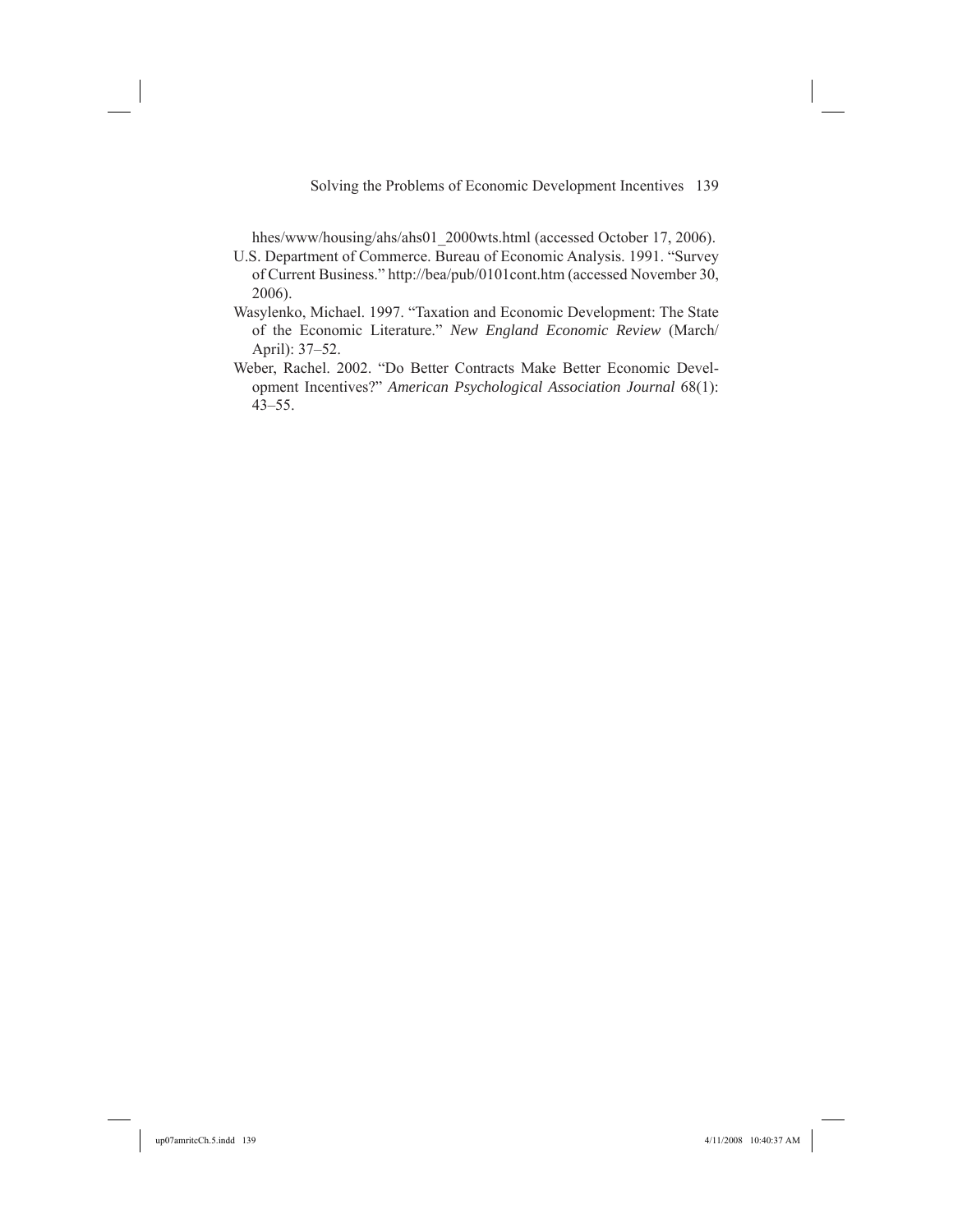hhes/www/housing/ahs/ahs01_2000wts.html (accessed October 17, 2006).

U.S. Department of Commerce. Bureau of Economic Analysis. 1991. "Survey of Current Business." http://bea/pub/0101cont.htm (accessed November 30, 2006).

Wasylenko, Michael. 1997. "Taxation and Economic Development: The State of the Economic Literature." *New England Economic Review* (March/April): 37–52.

Weber, Rachel. 2002. "Do Better Contracts Make Better Economic Development Incentives?" *American Psychological Association Journal* 68(1): 43–55.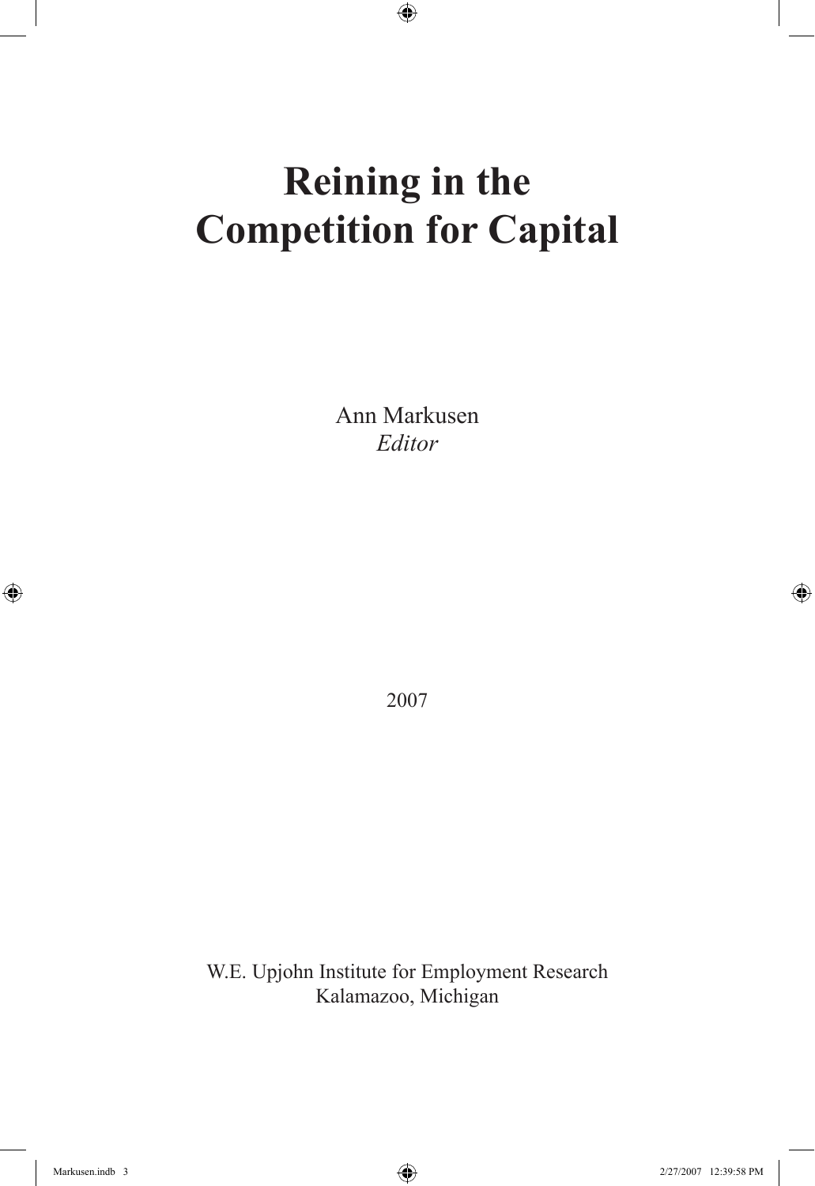# Reining in the Competition for Capital

Ann Markusen
*Editor*

2007

W.E. Upjohn Institute for Employment Research
Kalamazoo, Michigan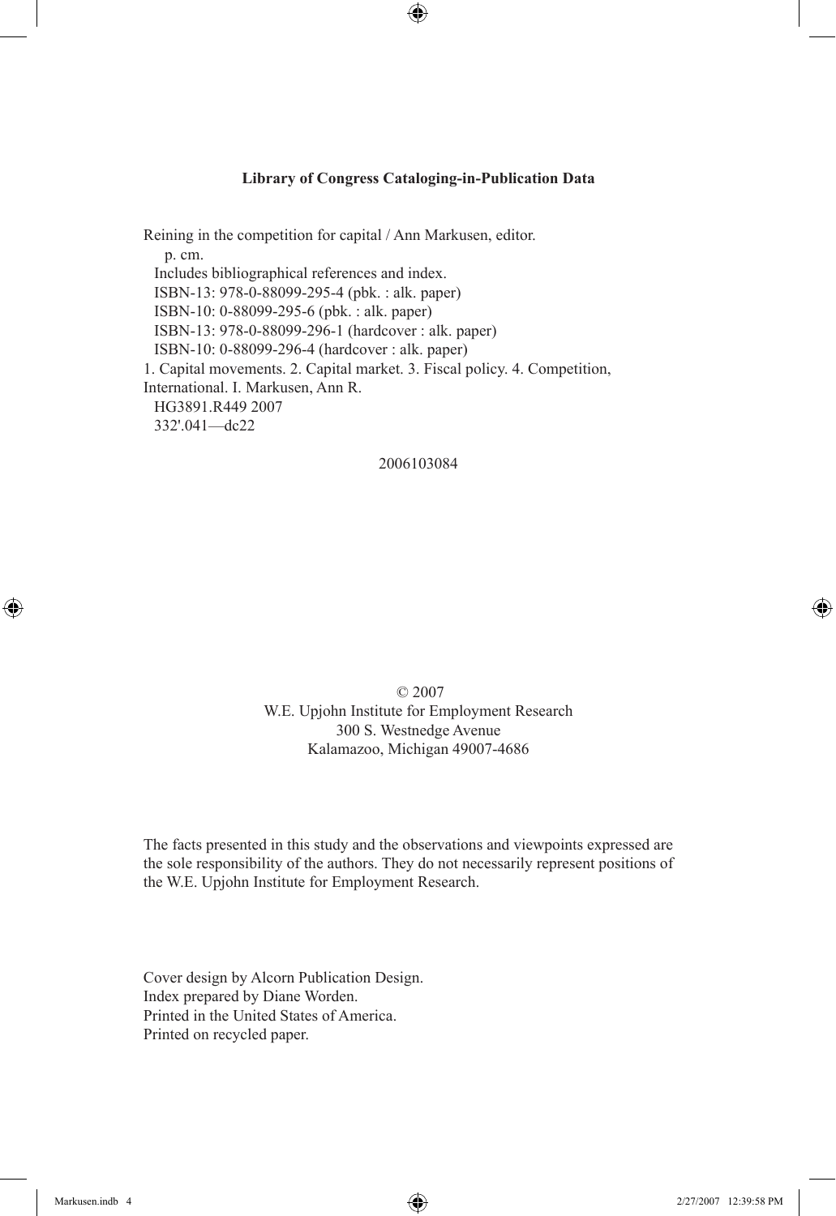**Library of Congress Cataloging-in-Publication Data**

Reining in the competition for capital / Ann Markusen, editor.
p. cm.
Includes bibliographical references and index.
ISBN-13: 978-0-88099-295-4 (pbk. : alk. paper)
ISBN-10: 0-88099-295-6 (pbk. : alk. paper)
ISBN-13: 978-0-88099-296-1 (hardcover : alk. paper)
ISBN-10: 0-88099-296-4 (hardcover : alk. paper)
1. Capital movements. 2. Capital market. 3. Fiscal policy. 4. Competition, International. I. Markusen, Ann R.
HG3891.R449 2007
332'.041—dc22

2006103084

© 2007
W.E. Upjohn Institute for Employment Research
300 S. Westnedge Avenue
Kalamazoo, Michigan 49007-4686

The facts presented in this study and the observations and viewpoints expressed are the sole responsibility of the authors. They do not necessarily represent positions of the W.E. Upjohn Institute for Employment Research.

Cover design by Alcorn Publication Design.
Index prepared by Diane Worden.
Printed in the United States of America.
Printed on recycled paper.